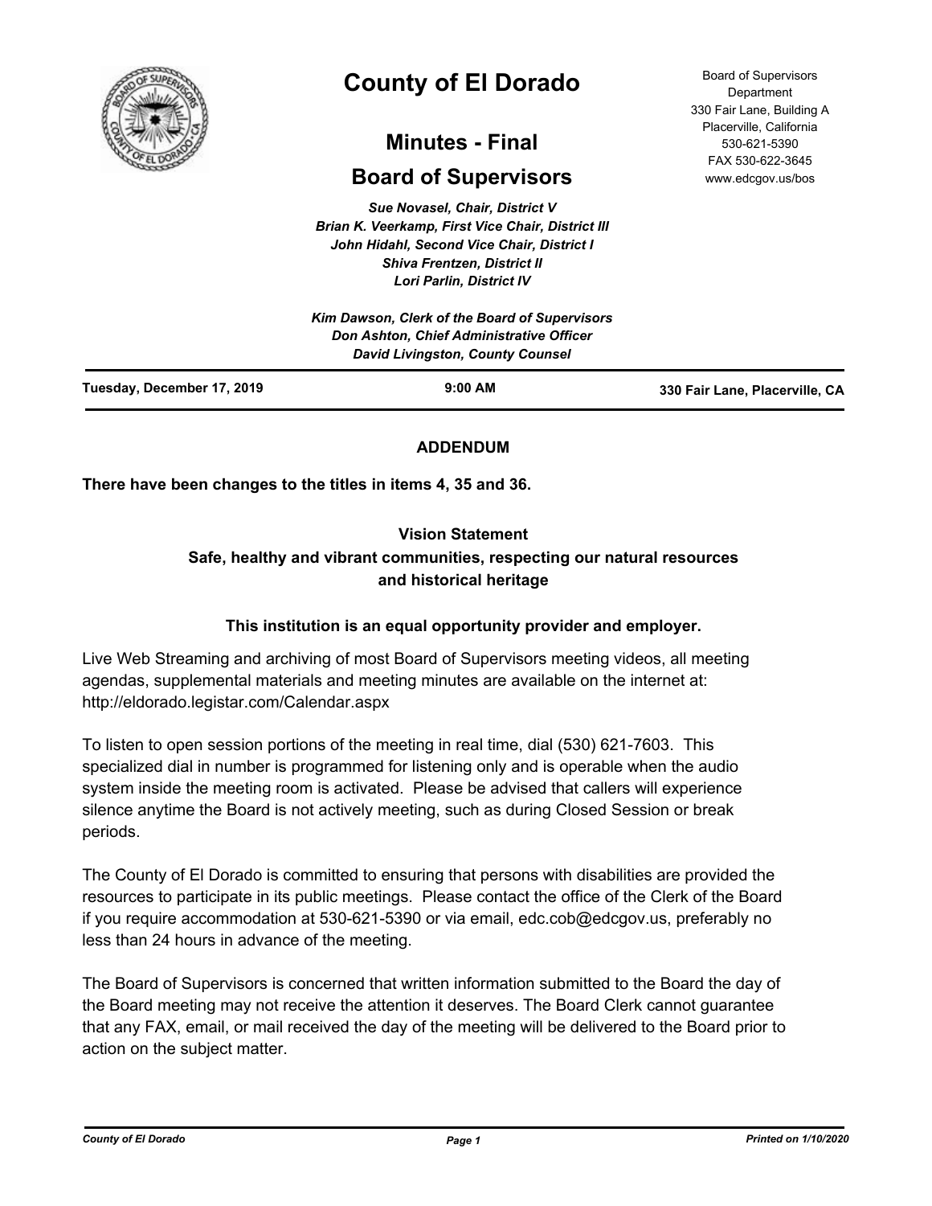# County of El Dorado

## Minutes - Final

## Board of Supervisors

Board of Supervisors Department
330 Fair Lane, Building A
Placerville, California
530-621-5390
FAX 530-622-3645
www.edcgov.us/bos

*Sue Novasel, Chair, District V*
*Brian K. Veerkamp, First Vice Chair, District III*
*John Hidahl, Second Vice Chair, District I*
*Shiva Frentzen, District II*
*Lori Parlin, District IV*

*Kim Dawson, Clerk of the Board of Supervisors*
*Don Ashton, Chief Administrative Officer*
*David Livingston, County Counsel*

**Tuesday, December 17, 2019** | **9:00 AM** | **330 Fair Lane, Placerville, CA**

**ADDENDUM**

**There have been changes to the titles in items 4, 35 and 36.**

**Vision Statement**
**Safe, healthy and vibrant communities, respecting our natural resources and historical heritage**

**This institution is an equal opportunity provider and employer.**

Live Web Streaming and archiving of most Board of Supervisors meeting videos, all meeting agendas, supplemental materials and meeting minutes are available on the internet at: http://eldorado.legistar.com/Calendar.aspx

To listen to open session portions of the meeting in real time, dial (530) 621-7603. This specialized dial in number is programmed for listening only and is operable when the audio system inside the meeting room is activated. Please be advised that callers will experience silence anytime the Board is not actively meeting, such as during Closed Session or break periods.

The County of El Dorado is committed to ensuring that persons with disabilities are provided the resources to participate in its public meetings. Please contact the office of the Clerk of the Board if you require accommodation at 530-621-5390 or via email, edc.cob@edcgov.us, preferably no less than 24 hours in advance of the meeting.

The Board of Supervisors is concerned that written information submitted to the Board the day of the Board meeting may not receive the attention it deserves. The Board Clerk cannot guarantee that any FAX, email, or mail received the day of the meeting will be delivered to the Board prior to action on the subject matter.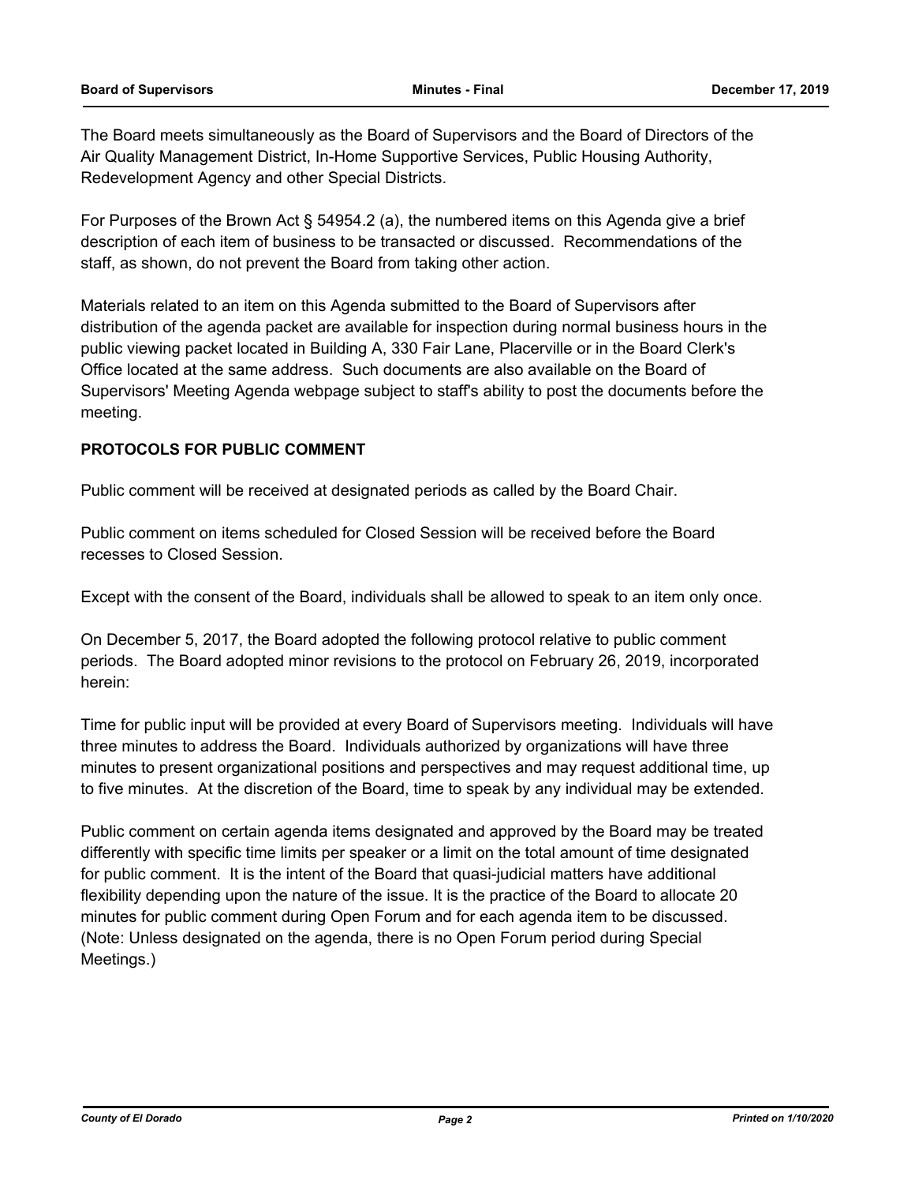The Board meets simultaneously as the Board of Supervisors and the Board of Directors of the Air Quality Management District, In-Home Supportive Services, Public Housing Authority, Redevelopment Agency and other Special Districts.

For Purposes of the Brown Act § 54954.2 (a), the numbered items on this Agenda give a brief description of each item of business to be transacted or discussed. Recommendations of the staff, as shown, do not prevent the Board from taking other action.

Materials related to an item on this Agenda submitted to the Board of Supervisors after distribution of the agenda packet are available for inspection during normal business hours in the public viewing packet located in Building A, 330 Fair Lane, Placerville or in the Board Clerk's Office located at the same address. Such documents are also available on the Board of Supervisors' Meeting Agenda webpage subject to staff's ability to post the documents before the meeting.

**PROTOCOLS FOR PUBLIC COMMENT**

Public comment will be received at designated periods as called by the Board Chair.

Public comment on items scheduled for Closed Session will be received before the Board recesses to Closed Session.

Except with the consent of the Board, individuals shall be allowed to speak to an item only once.

On December 5, 2017, the Board adopted the following protocol relative to public comment periods. The Board adopted minor revisions to the protocol on February 26, 2019, incorporated herein:

Time for public input will be provided at every Board of Supervisors meeting. Individuals will have three minutes to address the Board. Individuals authorized by organizations will have three minutes to present organizational positions and perspectives and may request additional time, up to five minutes. At the discretion of the Board, time to speak by any individual may be extended.

Public comment on certain agenda items designated and approved by the Board may be treated differently with specific time limits per speaker or a limit on the total amount of time designated for public comment. It is the intent of the Board that quasi-judicial matters have additional flexibility depending upon the nature of the issue. It is the practice of the Board to allocate 20 minutes for public comment during Open Forum and for each agenda item to be discussed. (Note: Unless designated on the agenda, there is no Open Forum period during Special Meetings.)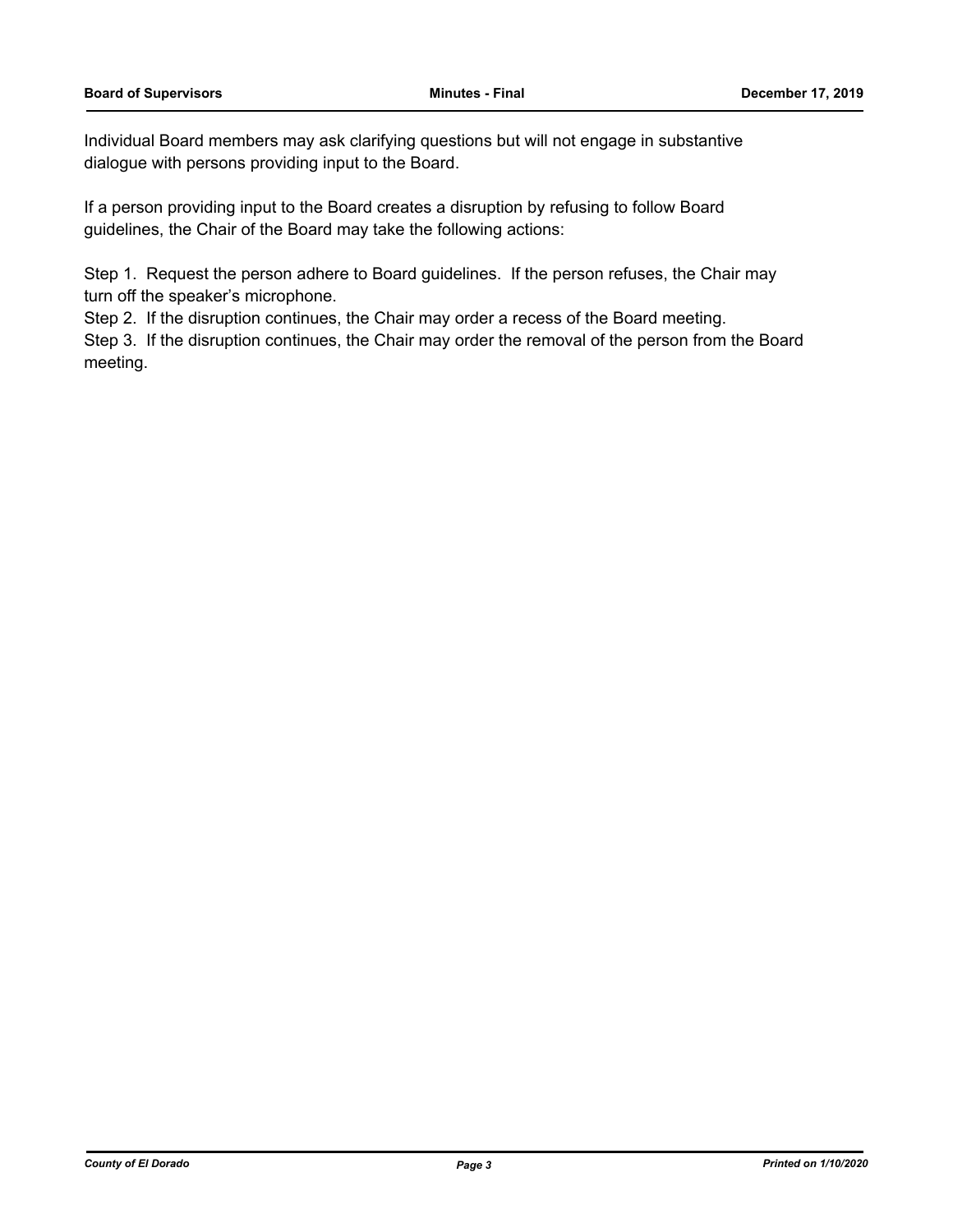Individual Board members may ask clarifying questions but will not engage in substantive dialogue with persons providing input to the Board.

If a person providing input to the Board creates a disruption by refusing to follow Board guidelines, the Chair of the Board may take the following actions:

Step 1. Request the person adhere to Board guidelines. If the person refuses, the Chair may turn off the speaker's microphone.
Step 2. If the disruption continues, the Chair may order a recess of the Board meeting.
Step 3. If the disruption continues, the Chair may order the removal of the person from the Board meeting.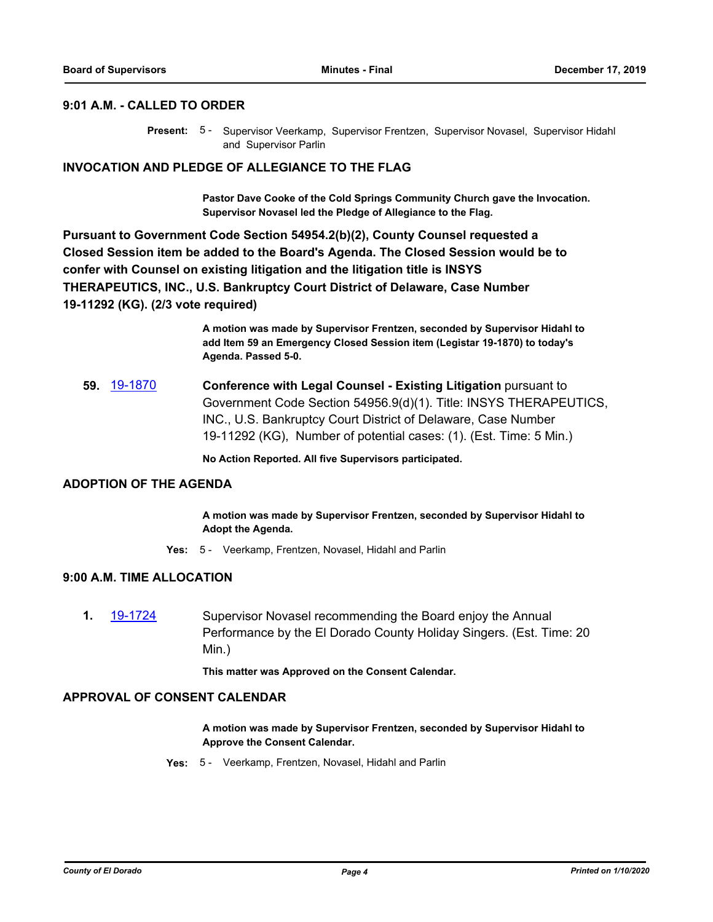## 9:01 A.M. - CALLED TO ORDER

**Present:** 5 - Supervisor Veerkamp, Supervisor Frentzen, Supervisor Novasel, Supervisor Hidahl and Supervisor Parlin

## INVOCATION AND PLEDGE OF ALLEGIANCE TO THE FLAG

**Pastor Dave Cooke of the Cold Springs Community Church gave the Invocation. Supervisor Novasel led the Pledge of Allegiance to the Flag.**

**Pursuant to Government Code Section 54954.2(b)(2), County Counsel requested a Closed Session item be added to the Board's Agenda. The Closed Session would be to confer with Counsel on existing litigation and the litigation title is INSYS THERAPEUTICS, INC., U.S. Bankruptcy Court District of Delaware, Case Number 19-11292 (KG). (2/3 vote required)**

**A motion was made by Supervisor Frentzen, seconded by Supervisor Hidahl to add Item 59 an Emergency Closed Session item (Legistar 19-1870) to today's Agenda. Passed 5-0.**

**59.** 19-1870 **Conference with Legal Counsel - Existing Litigation** pursuant to Government Code Section 54956.9(d)(1). Title: INSYS THERAPEUTICS, INC., U.S. Bankruptcy Court District of Delaware, Case Number 19-11292 (KG), Number of potential cases: (1). (Est. Time: 5 Min.)

**No Action Reported. All five Supervisors participated.**

## ADOPTION OF THE AGENDA

**A motion was made by Supervisor Frentzen, seconded by Supervisor Hidahl to Adopt the Agenda.**

**Yes:** 5 - Veerkamp, Frentzen, Novasel, Hidahl and Parlin

## 9:00 A.M. TIME ALLOCATION

**1.** 19-1724 Supervisor Novasel recommending the Board enjoy the Annual Performance by the El Dorado County Holiday Singers. (Est. Time: 20 Min.)

**This matter was Approved on the Consent Calendar.**

## APPROVAL OF CONSENT CALENDAR

**A motion was made by Supervisor Frentzen, seconded by Supervisor Hidahl to Approve the Consent Calendar.**

**Yes:** 5 - Veerkamp, Frentzen, Novasel, Hidahl and Parlin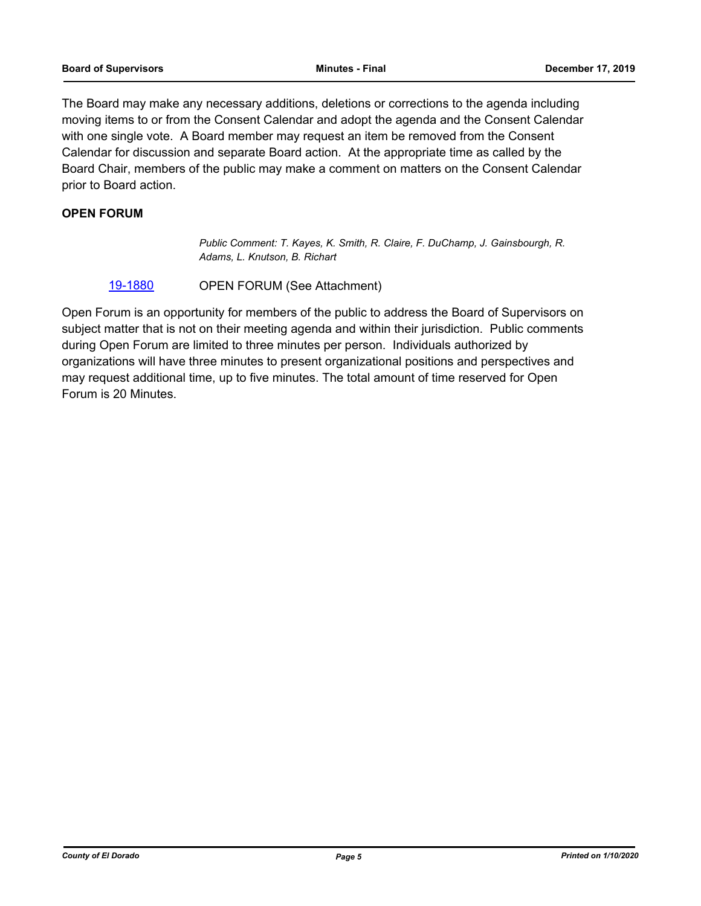The Board may make any necessary additions, deletions or corrections to the agenda including moving items to or from the Consent Calendar and adopt the agenda and the Consent Calendar with one single vote. A Board member may request an item be removed from the Consent Calendar for discussion and separate Board action. At the appropriate time as called by the Board Chair, members of the public may make a comment on matters on the Consent Calendar prior to Board action.

**OPEN FORUM**

*Public Comment: T. Kayes, K. Smith, R. Claire, F. DuChamp, J. Gainsbourgh, R. Adams, L. Knutson, B. Richart*

19-1880 OPEN FORUM (See Attachment)

Open Forum is an opportunity for members of the public to address the Board of Supervisors on subject matter that is not on their meeting agenda and within their jurisdiction. Public comments during Open Forum are limited to three minutes per person. Individuals authorized by organizations will have three minutes to present organizational positions and perspectives and may request additional time, up to five minutes. The total amount of time reserved for Open Forum is 20 Minutes.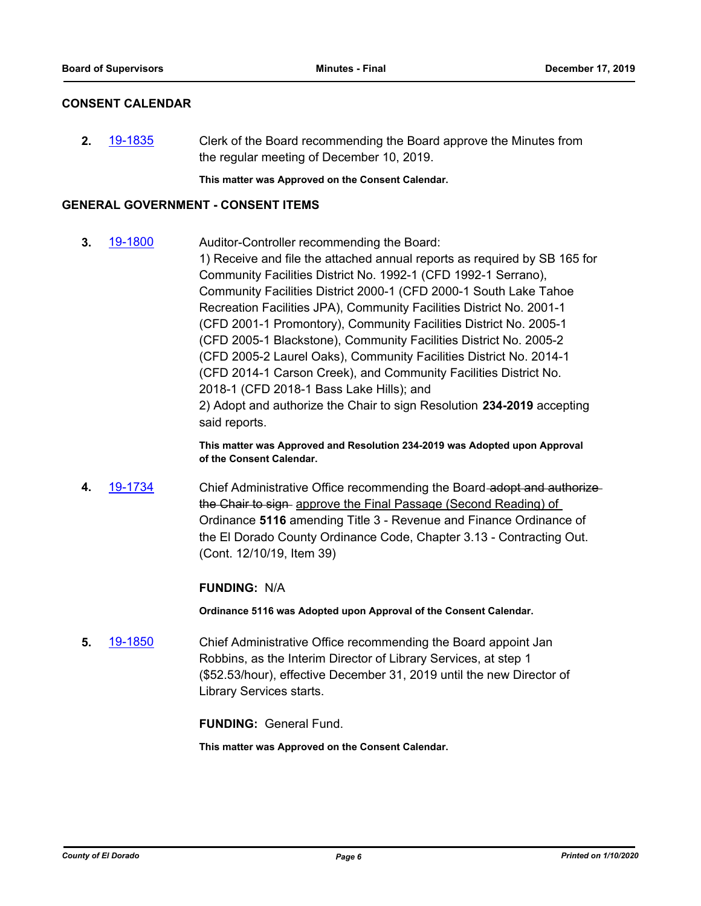## CONSENT CALENDAR

**2.** [19-1835](19-1835) Clerk of the Board recommending the Board approve the Minutes from the regular meeting of December 10, 2019.

**This matter was Approved on the Consent Calendar.**

## GENERAL GOVERNMENT - CONSENT ITEMS

**3.** [19-1800](19-1800) Auditor-Controller recommending the Board:
1) Receive and file the attached annual reports as required by SB 165 for Community Facilities District No. 1992-1 (CFD 1992-1 Serrano), Community Facilities District 2000-1 (CFD 2000-1 South Lake Tahoe Recreation Facilities JPA), Community Facilities District No. 2001-1 (CFD 2001-1 Promontory), Community Facilities District No. 2005-1 (CFD 2005-1 Blackstone), Community Facilities District No. 2005-2 (CFD 2005-2 Laurel Oaks), Community Facilities District No. 2014-1 (CFD 2014-1 Carson Creek), and Community Facilities District No. 2018-1 (CFD 2018-1 Bass Lake Hills); and
2) Adopt and authorize the Chair to sign Resolution **234-2019** accepting said reports.

**This matter was Approved and Resolution 234-2019 was Adopted upon Approval of the Consent Calendar.**

**4.** [19-1734](19-1734) Chief Administrative Office recommending the Board ~~adopt and authorize the Chair to sign~~ approve the Final Passage (Second Reading) of Ordinance **5116** amending Title 3 - Revenue and Finance Ordinance of the El Dorado County Ordinance Code, Chapter 3.13 - Contracting Out. (Cont. 12/10/19, Item 39)

**FUNDING:** N/A

**Ordinance 5116 was Adopted upon Approval of the Consent Calendar.**

**5.** [19-1850](19-1850) Chief Administrative Office recommending the Board appoint Jan Robbins, as the Interim Director of Library Services, at step 1 ($52.53/hour), effective December 31, 2019 until the new Director of Library Services starts.

**FUNDING:** General Fund.

**This matter was Approved on the Consent Calendar.**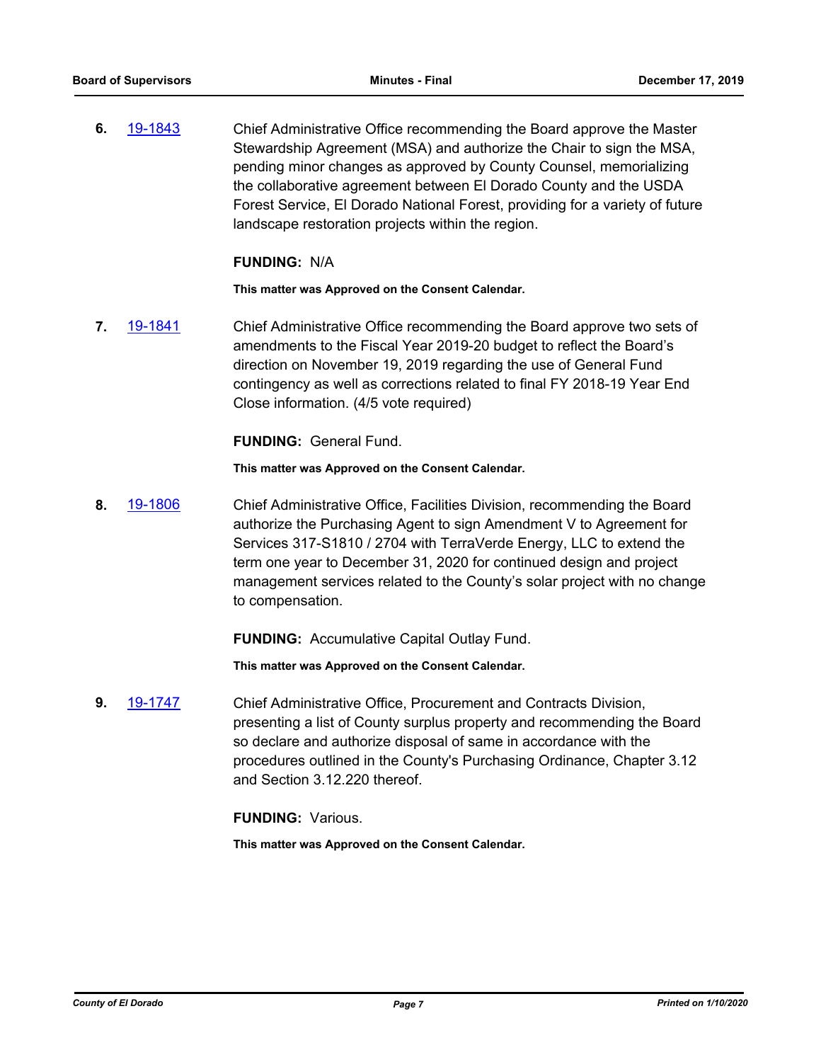**6.** 19-1843 Chief Administrative Office recommending the Board approve the Master Stewardship Agreement (MSA) and authorize the Chair to sign the MSA, pending minor changes as approved by County Counsel, memorializing the collaborative agreement between El Dorado County and the USDA Forest Service, El Dorado National Forest, providing for a variety of future landscape restoration projects within the region.

**FUNDING:** N/A

**This matter was Approved on the Consent Calendar.**

**7.** 19-1841 Chief Administrative Office recommending the Board approve two sets of amendments to the Fiscal Year 2019-20 budget to reflect the Board's direction on November 19, 2019 regarding the use of General Fund contingency as well as corrections related to final FY 2018-19 Year End Close information. (4/5 vote required)

**FUNDING:** General Fund.

**This matter was Approved on the Consent Calendar.**

**8.** 19-1806 Chief Administrative Office, Facilities Division, recommending the Board authorize the Purchasing Agent to sign Amendment V to Agreement for Services 317-S1810 / 2704 with TerraVerde Energy, LLC to extend the term one year to December 31, 2020 for continued design and project management services related to the County's solar project with no change to compensation.

**FUNDING:** Accumulative Capital Outlay Fund.

**This matter was Approved on the Consent Calendar.**

**9.** 19-1747 Chief Administrative Office, Procurement and Contracts Division, presenting a list of County surplus property and recommending the Board so declare and authorize disposal of same in accordance with the procedures outlined in the County's Purchasing Ordinance, Chapter 3.12 and Section 3.12.220 thereof.

**FUNDING:** Various.

**This matter was Approved on the Consent Calendar.**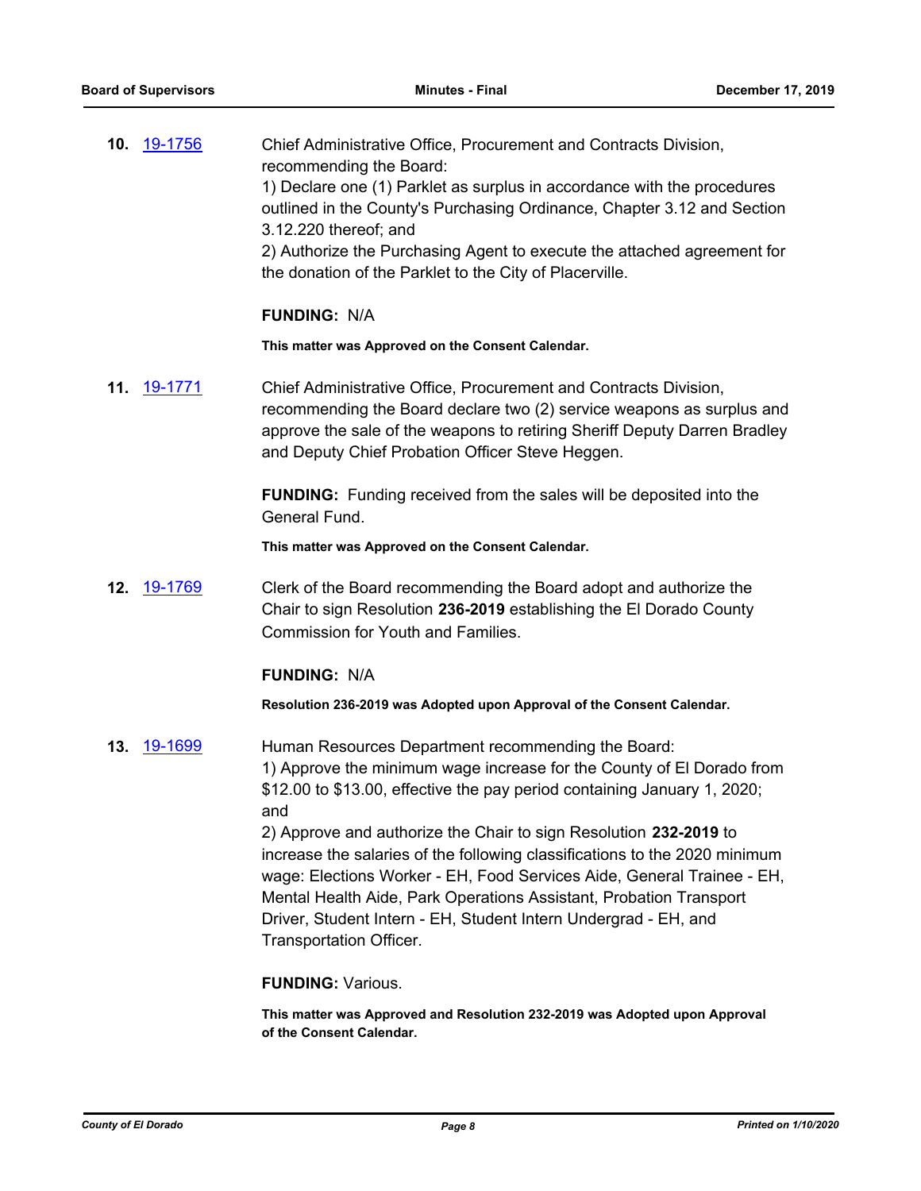**10.** 19-1756 Chief Administrative Office, Procurement and Contracts Division, recommending the Board:

1) Declare one (1) Parklet as surplus in accordance with the procedures outlined in the County's Purchasing Ordinance, Chapter 3.12 and Section 3.12.220 thereof; and

2) Authorize the Purchasing Agent to execute the attached agreement for the donation of the Parklet to the City of Placerville.

**FUNDING:** N/A

**This matter was Approved on the Consent Calendar.**

**11.** 19-1771 Chief Administrative Office, Procurement and Contracts Division, recommending the Board declare two (2) service weapons as surplus and approve the sale of the weapons to retiring Sheriff Deputy Darren Bradley and Deputy Chief Probation Officer Steve Heggen.

**FUNDING:** Funding received from the sales will be deposited into the General Fund.

**This matter was Approved on the Consent Calendar.**

**12.** 19-1769 Clerk of the Board recommending the Board adopt and authorize the Chair to sign Resolution **236-2019** establishing the El Dorado County Commission for Youth and Families.

**FUNDING:** N/A

**Resolution 236-2019 was Adopted upon Approval of the Consent Calendar.**

**13.** 19-1699 Human Resources Department recommending the Board:

1) Approve the minimum wage increase for the County of El Dorado from $12.00 to $13.00, effective the pay period containing January 1, 2020; and

2) Approve and authorize the Chair to sign Resolution **232-2019** to increase the salaries of the following classifications to the 2020 minimum wage: Elections Worker - EH, Food Services Aide, General Trainee - EH, Mental Health Aide, Park Operations Assistant, Probation Transport Driver, Student Intern - EH, Student Intern Undergrad - EH, and Transportation Officer.

**FUNDING:** Various.

**This matter was Approved and Resolution 232-2019 was Adopted upon Approval of the Consent Calendar.**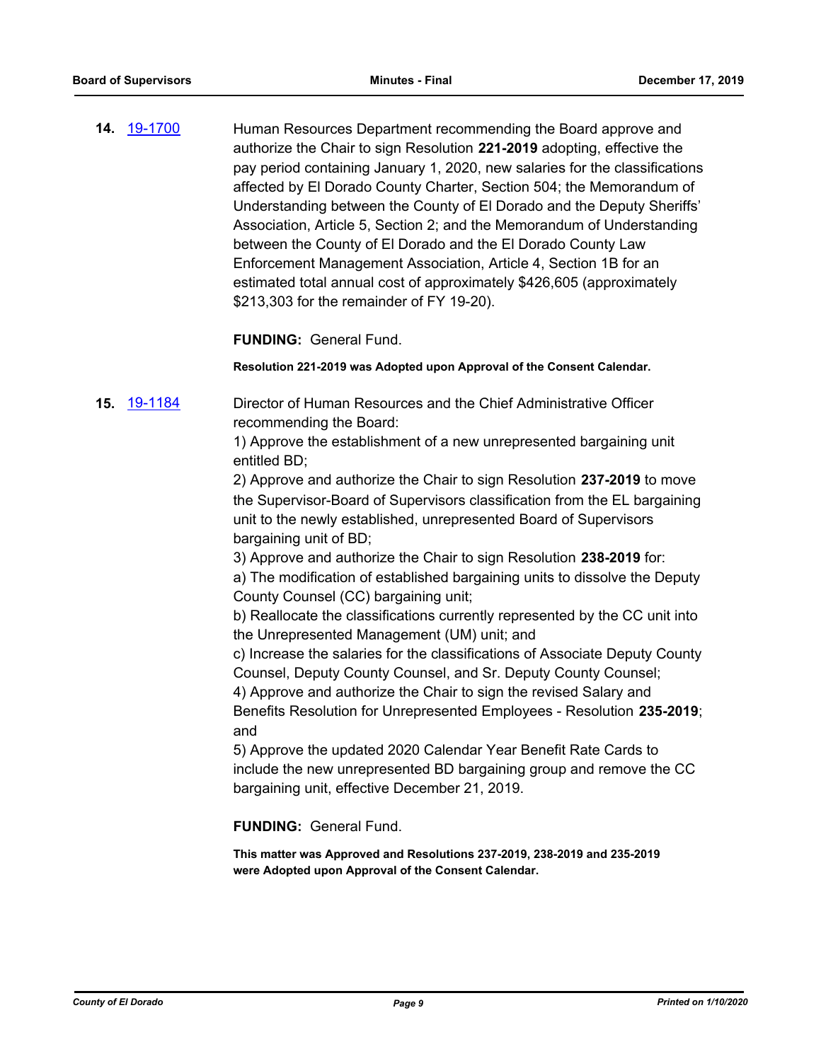**14.** 19-1700 Human Resources Department recommending the Board approve and authorize the Chair to sign Resolution **221-2019** adopting, effective the pay period containing January 1, 2020, new salaries for the classifications affected by El Dorado County Charter, Section 504; the Memorandum of Understanding between the County of El Dorado and the Deputy Sheriffs' Association, Article 5, Section 2; and the Memorandum of Understanding between the County of El Dorado and the El Dorado County Law Enforcement Management Association, Article 4, Section 1B for an estimated total annual cost of approximately $426,605 (approximately $213,303 for the remainder of FY 19-20).

**FUNDING:** General Fund.

**Resolution 221-2019 was Adopted upon Approval of the Consent Calendar.**

**15.** 19-1184 Director of Human Resources and the Chief Administrative Officer recommending the Board:

1) Approve the establishment of a new unrepresented bargaining unit entitled BD;
2) Approve and authorize the Chair to sign Resolution **237-2019** to move the Supervisor-Board of Supervisors classification from the EL bargaining unit to the newly established, unrepresented Board of Supervisors bargaining unit of BD;
3) Approve and authorize the Chair to sign Resolution **238-2019** for:
a) The modification of established bargaining units to dissolve the Deputy County Counsel (CC) bargaining unit;
b) Reallocate the classifications currently represented by the CC unit into the Unrepresented Management (UM) unit; and
c) Increase the salaries for the classifications of Associate Deputy County Counsel, Deputy County Counsel, and Sr. Deputy County Counsel;
4) Approve and authorize the Chair to sign the revised Salary and Benefits Resolution for Unrepresented Employees - Resolution **235-2019**; and
5) Approve the updated 2020 Calendar Year Benefit Rate Cards to include the new unrepresented BD bargaining group and remove the CC bargaining unit, effective December 21, 2019.

**FUNDING:** General Fund.

**This matter was Approved and Resolutions 237-2019, 238-2019 and 235-2019 were Adopted upon Approval of the Consent Calendar.**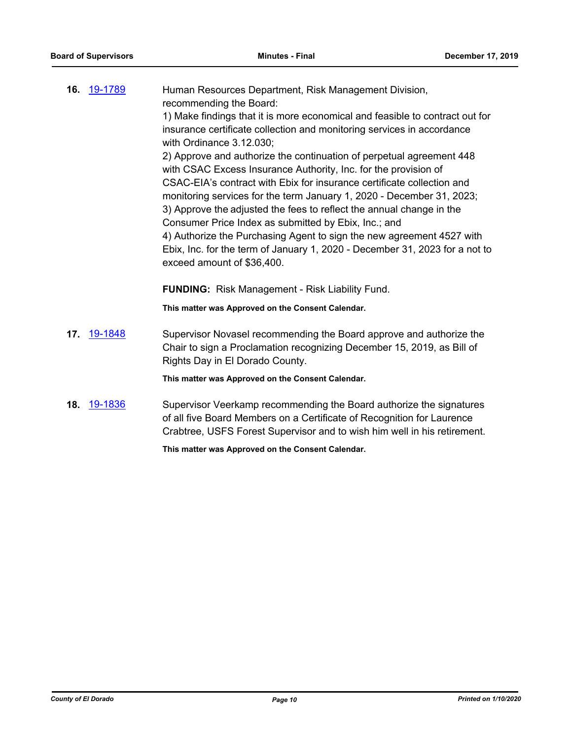**16.** [19-1789](19-1789)

Human Resources Department, Risk Management Division, recommending the Board:

1) Make findings that it is more economical and feasible to contract out for insurance certificate collection and monitoring services in accordance with Ordinance 3.12.030;

2) Approve and authorize the continuation of perpetual agreement 448 with CSAC Excess Insurance Authority, Inc. for the provision of CSAC-EIA's contract with Ebix for insurance certificate collection and monitoring services for the term January 1, 2020 - December 31, 2023;

3) Approve the adjusted the fees to reflect the annual change in the Consumer Price Index as submitted by Ebix, Inc.; and

4) Authorize the Purchasing Agent to sign the new agreement 4527 with Ebix, Inc. for the term of January 1, 2020 - December 31, 2023 for a not to exceed amount of $36,400.

**FUNDING:** Risk Management - Risk Liability Fund.

**This matter was Approved on the Consent Calendar.**

**17.** [19-1848](19-1848)

Supervisor Novasel recommending the Board approve and authorize the Chair to sign a Proclamation recognizing December 15, 2019, as Bill of Rights Day in El Dorado County.

**This matter was Approved on the Consent Calendar.**

**18.** [19-1836](19-1836)

Supervisor Veerkamp recommending the Board authorize the signatures of all five Board Members on a Certificate of Recognition for Laurence Crabtree, USFS Forest Supervisor and to wish him well in his retirement.

**This matter was Approved on the Consent Calendar.**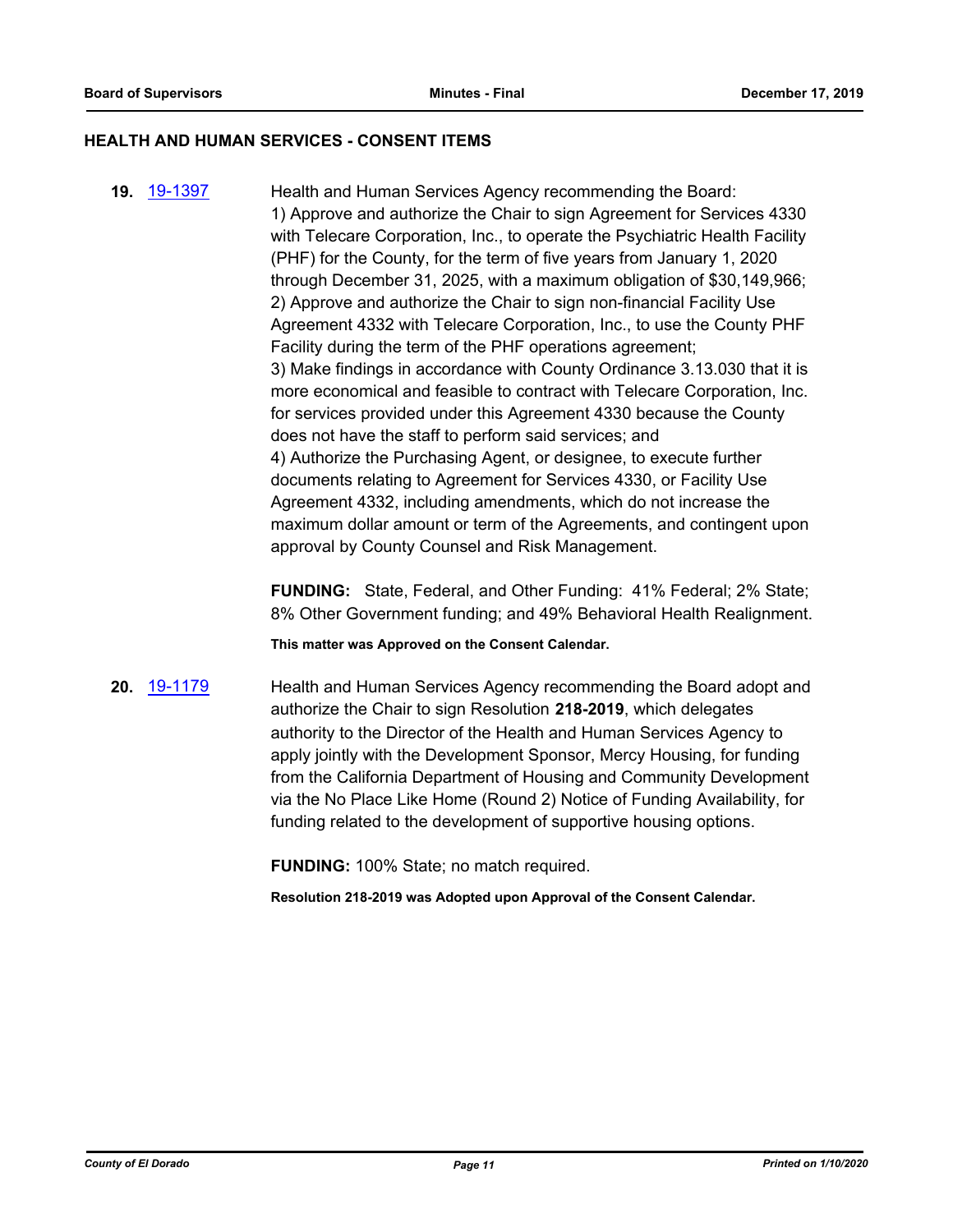## HEALTH AND HUMAN SERVICES - CONSENT ITEMS

**19.** 19-1397

Health and Human Services Agency recommending the Board:
1) Approve and authorize the Chair to sign Agreement for Services 4330 with Telecare Corporation, Inc., to operate the Psychiatric Health Facility (PHF) for the County, for the term of five years from January 1, 2020 through December 31, 2025, with a maximum obligation of $30,149,966;
2) Approve and authorize the Chair to sign non-financial Facility Use Agreement 4332 with Telecare Corporation, Inc., to use the County PHF Facility during the term of the PHF operations agreement;
3) Make findings in accordance with County Ordinance 3.13.030 that it is more economical and feasible to contract with Telecare Corporation, Inc. for services provided under this Agreement 4330 because the County does not have the staff to perform said services; and
4) Authorize the Purchasing Agent, or designee, to execute further documents relating to Agreement for Services 4330, or Facility Use Agreement 4332, including amendments, which do not increase the maximum dollar amount or term of the Agreements, and contingent upon approval by County Counsel and Risk Management.

**FUNDING:** State, Federal, and Other Funding: 41% Federal; 2% State; 8% Other Government funding; and 49% Behavioral Health Realignment.

**This matter was Approved on the Consent Calendar.**

**20.** 19-1179

Health and Human Services Agency recommending the Board adopt and authorize the Chair to sign Resolution **218-2019**, which delegates authority to the Director of the Health and Human Services Agency to apply jointly with the Development Sponsor, Mercy Housing, for funding from the California Department of Housing and Community Development via the No Place Like Home (Round 2) Notice of Funding Availability, for funding related to the development of supportive housing options.

**FUNDING:** 100% State; no match required.

**Resolution 218-2019 was Adopted upon Approval of the Consent Calendar.**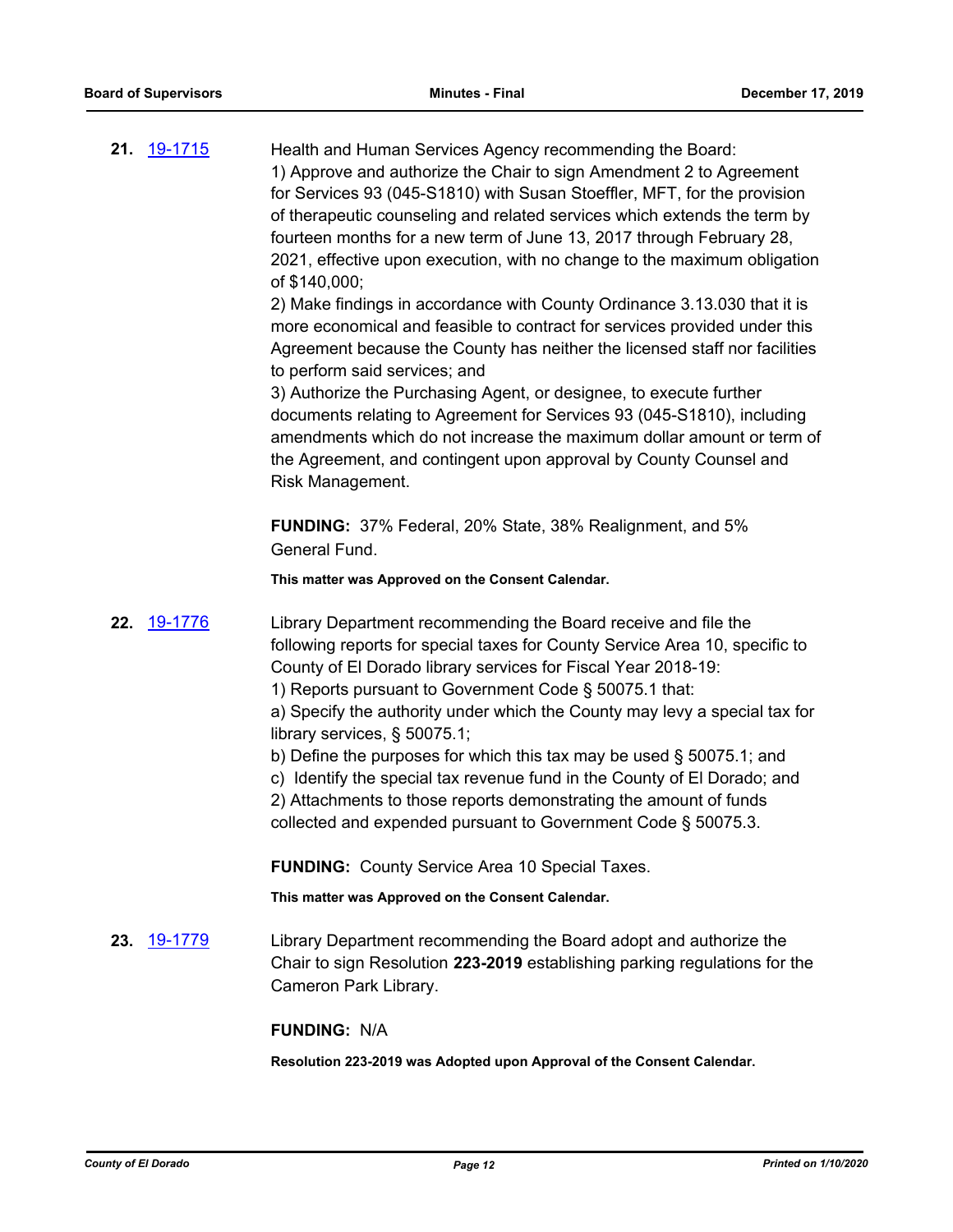**21.** 19-1715 Health and Human Services Agency recommending the Board:

1) Approve and authorize the Chair to sign Amendment 2 to Agreement for Services 93 (045-S1810) with Susan Stoeffler, MFT, for the provision of therapeutic counseling and related services which extends the term by fourteen months for a new term of June 13, 2017 through February 28, 2021, effective upon execution, with no change to the maximum obligation of $140,000;

2) Make findings in accordance with County Ordinance 3.13.030 that it is more economical and feasible to contract for services provided under this Agreement because the County has neither the licensed staff nor facilities to perform said services; and

3) Authorize the Purchasing Agent, or designee, to execute further documents relating to Agreement for Services 93 (045-S1810), including amendments which do not increase the maximum dollar amount or term of the Agreement, and contingent upon approval by County Counsel and Risk Management.

**FUNDING:** 37% Federal, 20% State, 38% Realignment, and 5% General Fund.

**This matter was Approved on the Consent Calendar.**

**22.** 19-1776 Library Department recommending the Board receive and file the following reports for special taxes for County Service Area 10, specific to County of El Dorado library services for Fiscal Year 2018-19:

1) Reports pursuant to Government Code § 50075.1 that:

a) Specify the authority under which the County may levy a special tax for library services, § 50075.1;

b) Define the purposes for which this tax may be used § 50075.1; and

c) Identify the special tax revenue fund in the County of El Dorado; and

2) Attachments to those reports demonstrating the amount of funds collected and expended pursuant to Government Code § 50075.3.

**FUNDING:** County Service Area 10 Special Taxes.

**This matter was Approved on the Consent Calendar.**

**23.** 19-1779 Library Department recommending the Board adopt and authorize the Chair to sign Resolution **223-2019** establishing parking regulations for the Cameron Park Library.

**FUNDING:** N/A

**Resolution 223-2019 was Adopted upon Approval of the Consent Calendar.**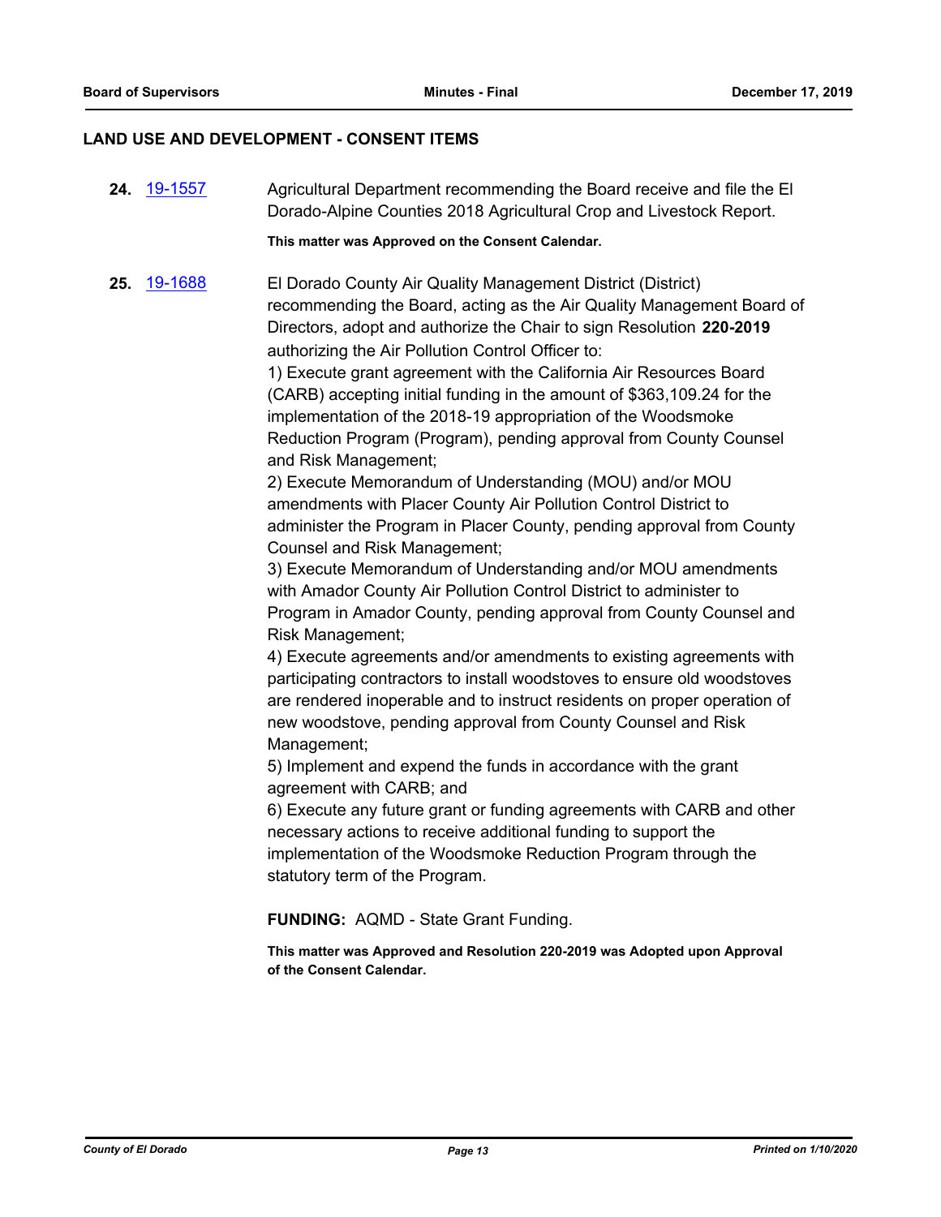## LAND USE AND DEVELOPMENT - CONSENT ITEMS

**24.** [19-1557](19-1557) Agricultural Department recommending the Board receive and file the El Dorado-Alpine Counties 2018 Agricultural Crop and Livestock Report.

**This matter was Approved on the Consent Calendar.**

**25.** [19-1688](19-1688) El Dorado County Air Quality Management District (District) recommending the Board, acting as the Air Quality Management Board of Directors, adopt and authorize the Chair to sign Resolution **220-2019** authorizing the Air Pollution Control Officer to:

1) Execute grant agreement with the California Air Resources Board (CARB) accepting initial funding in the amount of $363,109.24 for the implementation of the 2018-19 appropriation of the Woodsmoke Reduction Program (Program), pending approval from County Counsel and Risk Management;

2) Execute Memorandum of Understanding (MOU) and/or MOU amendments with Placer County Air Pollution Control District to administer the Program in Placer County, pending approval from County Counsel and Risk Management;

3) Execute Memorandum of Understanding and/or MOU amendments with Amador County Air Pollution Control District to administer to Program in Amador County, pending approval from County Counsel and Risk Management;

4) Execute agreements and/or amendments to existing agreements with participating contractors to install woodstoves to ensure old woodstoves are rendered inoperable and to instruct residents on proper operation of new woodstove, pending approval from County Counsel and Risk Management;

5) Implement and expend the funds in accordance with the grant agreement with CARB; and

6) Execute any future grant or funding agreements with CARB and other necessary actions to receive additional funding to support the implementation of the Woodsmoke Reduction Program through the statutory term of the Program.

**FUNDING:** AQMD - State Grant Funding.

**This matter was Approved and Resolution 220-2019 was Adopted upon Approval of the Consent Calendar.**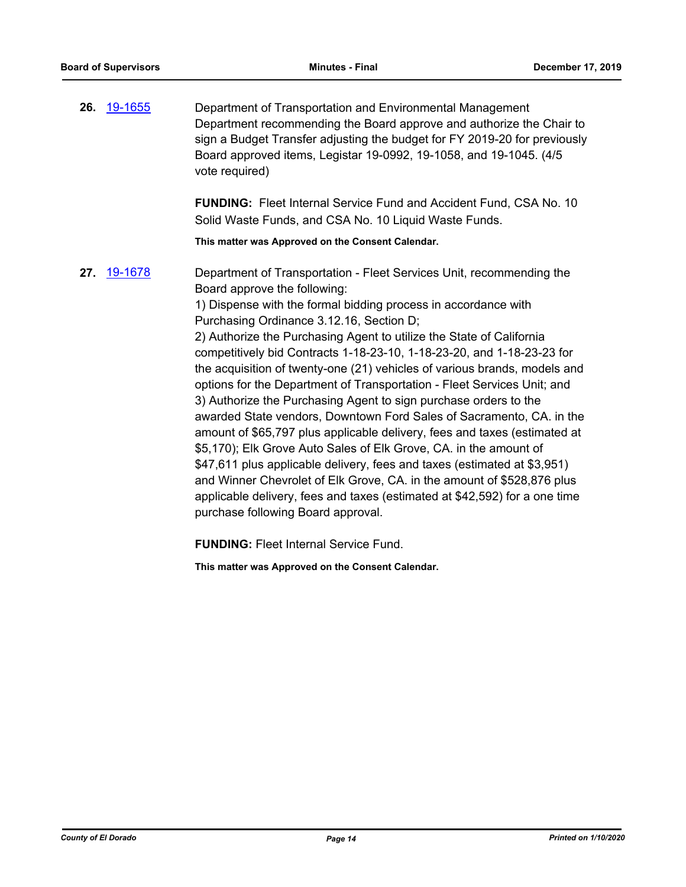**26.** [19-1655] Department of Transportation and Environmental Management Department recommending the Board approve and authorize the Chair to sign a Budget Transfer adjusting the budget for FY 2019-20 for previously Board approved items, Legistar 19-0992, 19-1058, and 19-1045. (4/5 vote required)

**FUNDING:** Fleet Internal Service Fund and Accident Fund, CSA No. 10 Solid Waste Funds, and CSA No. 10 Liquid Waste Funds.

**This matter was Approved on the Consent Calendar.**

**27.** [19-1678] Department of Transportation - Fleet Services Unit, recommending the Board approve the following:

1) Dispense with the formal bidding process in accordance with Purchasing Ordinance 3.12.16, Section D;

2) Authorize the Purchasing Agent to utilize the State of California competitively bid Contracts 1-18-23-10, 1-18-23-20, and 1-18-23-23 for the acquisition of twenty-one (21) vehicles of various brands, models and options for the Department of Transportation - Fleet Services Unit; and

3) Authorize the Purchasing Agent to sign purchase orders to the awarded State vendors, Downtown Ford Sales of Sacramento, CA. in the amount of $65,797 plus applicable delivery, fees and taxes (estimated at $5,170); Elk Grove Auto Sales of Elk Grove, CA. in the amount of $47,611 plus applicable delivery, fees and taxes (estimated at $3,951) and Winner Chevrolet of Elk Grove, CA. in the amount of $528,876 plus applicable delivery, fees and taxes (estimated at $42,592) for a one time purchase following Board approval.

**FUNDING:** Fleet Internal Service Fund.

**This matter was Approved on the Consent Calendar.**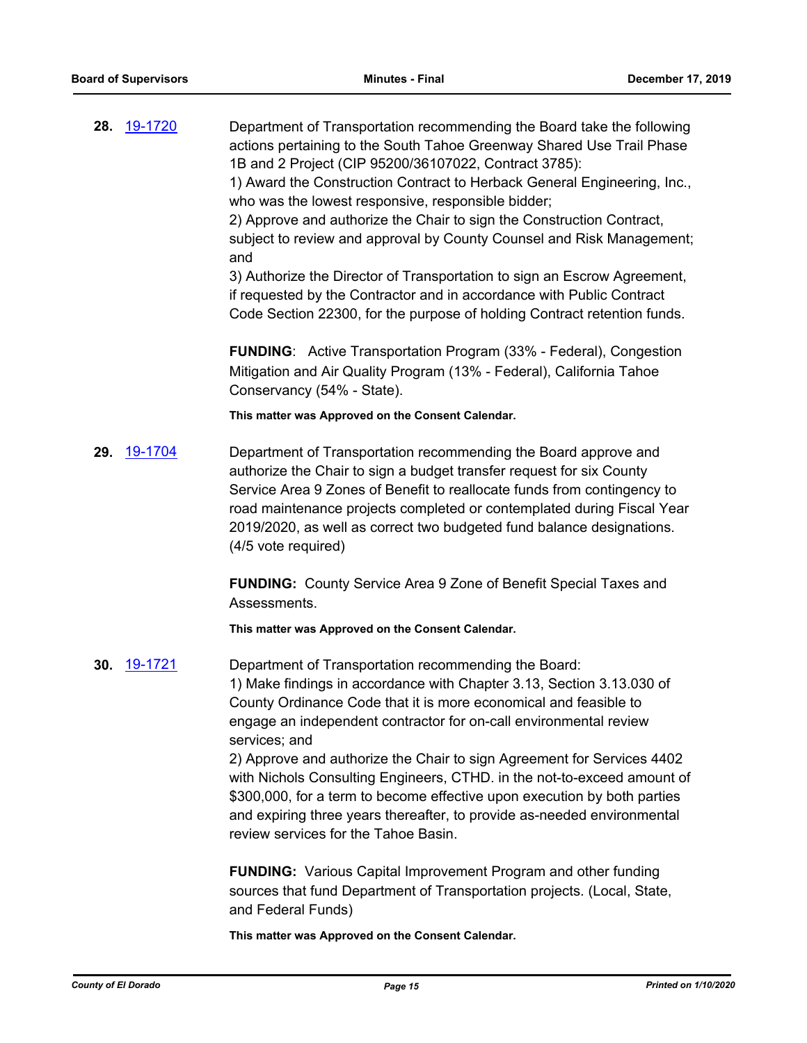**28.** 19-1720

Department of Transportation recommending the Board take the following actions pertaining to the South Tahoe Greenway Shared Use Trail Phase 1B and 2 Project (CIP 95200/36107022, Contract 3785):
1) Award the Construction Contract to Herback General Engineering, Inc., who was the lowest responsive, responsible bidder;
2) Approve and authorize the Chair to sign the Construction Contract, subject to review and approval by County Counsel and Risk Management; and
3) Authorize the Director of Transportation to sign an Escrow Agreement, if requested by the Contractor and in accordance with Public Contract Code Section 22300, for the purpose of holding Contract retention funds.

**FUNDING**: Active Transportation Program (33% - Federal), Congestion Mitigation and Air Quality Program (13% - Federal), California Tahoe Conservancy (54% - State).

**This matter was Approved on the Consent Calendar.**

**29.** 19-1704

Department of Transportation recommending the Board approve and authorize the Chair to sign a budget transfer request for six County Service Area 9 Zones of Benefit to reallocate funds from contingency to road maintenance projects completed or contemplated during Fiscal Year 2019/2020, as well as correct two budgeted fund balance designations. (4/5 vote required)

**FUNDING:** County Service Area 9 Zone of Benefit Special Taxes and Assessments.

**This matter was Approved on the Consent Calendar.**

**30.** 19-1721

Department of Transportation recommending the Board:
1) Make findings in accordance with Chapter 3.13, Section 3.13.030 of County Ordinance Code that it is more economical and feasible to engage an independent contractor for on-call environmental review services; and
2) Approve and authorize the Chair to sign Agreement for Services 4402 with Nichols Consulting Engineers, CTHD. in the not-to-exceed amount of $300,000, for a term to become effective upon execution by both parties and expiring three years thereafter, to provide as-needed environmental review services for the Tahoe Basin.

**FUNDING:** Various Capital Improvement Program and other funding sources that fund Department of Transportation projects. (Local, State, and Federal Funds)

**This matter was Approved on the Consent Calendar.**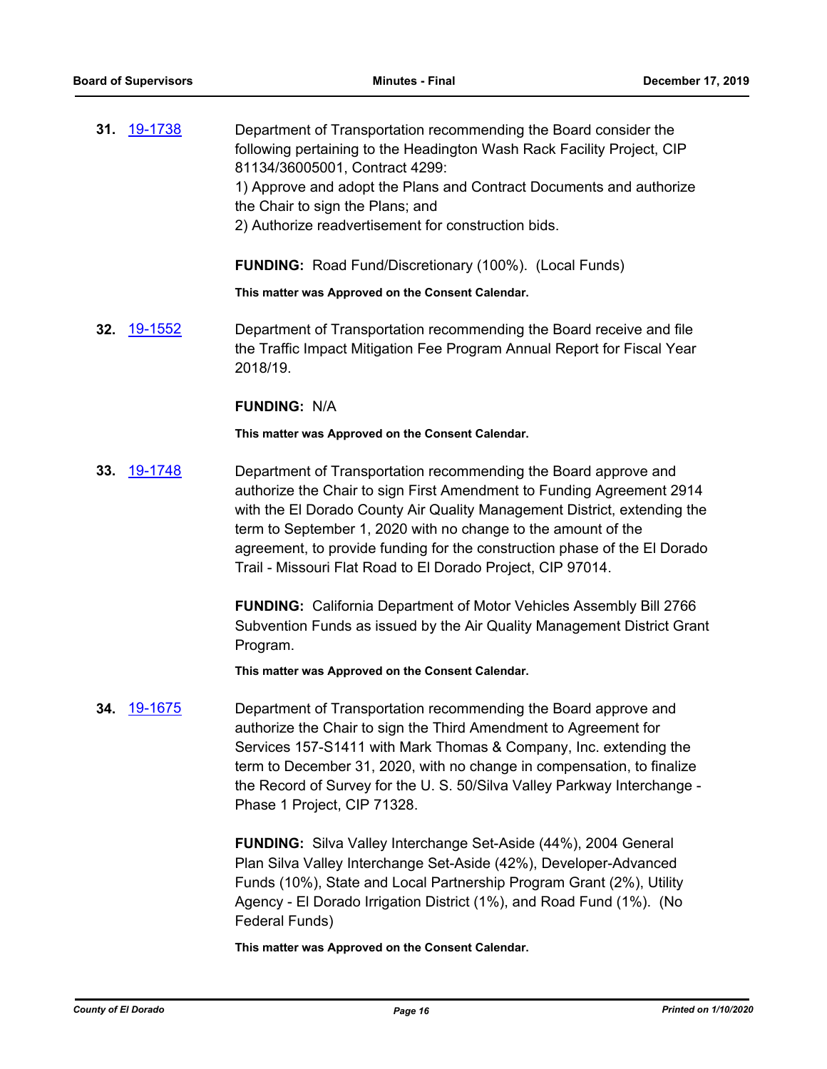**31.** 19-1738 Department of Transportation recommending the Board consider the following pertaining to the Headington Wash Rack Facility Project, CIP 81134/36005001, Contract 4299:

1) Approve and adopt the Plans and Contract Documents and authorize the Chair to sign the Plans; and
2) Authorize readvertisement for construction bids.

**FUNDING:** Road Fund/Discretionary (100%). (Local Funds)

**This matter was Approved on the Consent Calendar.**

**32.** 19-1552 Department of Transportation recommending the Board receive and file the Traffic Impact Mitigation Fee Program Annual Report for Fiscal Year 2018/19.

**FUNDING:** N/A

**This matter was Approved on the Consent Calendar.**

**33.** 19-1748 Department of Transportation recommending the Board approve and authorize the Chair to sign First Amendment to Funding Agreement 2914 with the El Dorado County Air Quality Management District, extending the term to September 1, 2020 with no change to the amount of the agreement, to provide funding for the construction phase of the El Dorado Trail - Missouri Flat Road to El Dorado Project, CIP 97014.

**FUNDING:** California Department of Motor Vehicles Assembly Bill 2766 Subvention Funds as issued by the Air Quality Management District Grant Program.

**This matter was Approved on the Consent Calendar.**

**34.** 19-1675 Department of Transportation recommending the Board approve and authorize the Chair to sign the Third Amendment to Agreement for Services 157-S1411 with Mark Thomas & Company, Inc. extending the term to December 31, 2020, with no change in compensation, to finalize the Record of Survey for the U. S. 50/Silva Valley Parkway Interchange - Phase 1 Project, CIP 71328.

**FUNDING:** Silva Valley Interchange Set-Aside (44%), 2004 General Plan Silva Valley Interchange Set-Aside (42%), Developer-Advanced Funds (10%), State and Local Partnership Program Grant (2%), Utility Agency - El Dorado Irrigation District (1%), and Road Fund (1%). (No Federal Funds)

**This matter was Approved on the Consent Calendar.**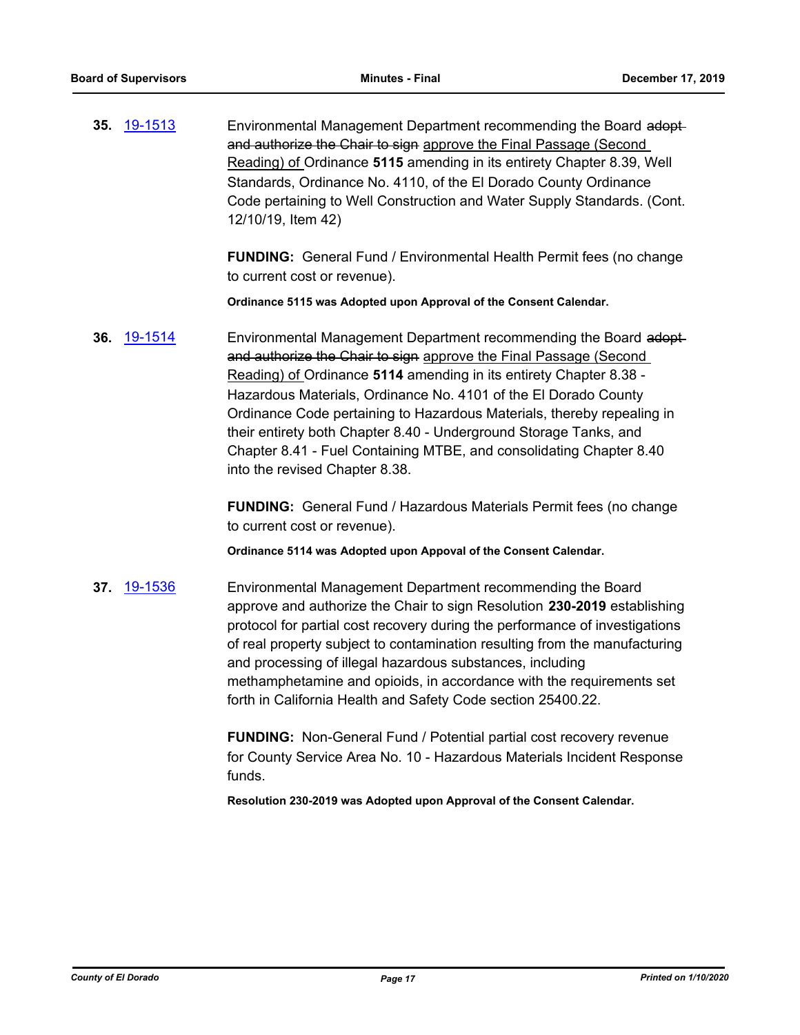**35.** 19-1513

Environmental Management Department recommending the Board ~~adopt and authorize the Chair to sign~~ approve the Final Passage (Second Reading) of Ordinance **5115** amending in its entirety Chapter 8.39, Well Standards, Ordinance No. 4110, of the El Dorado County Ordinance Code pertaining to Well Construction and Water Supply Standards. (Cont. 12/10/19, Item 42)

**FUNDING:** General Fund / Environmental Health Permit fees (no change to current cost or revenue).

**Ordinance 5115 was Adopted upon Approval of the Consent Calendar.**

**36.** 19-1514

Environmental Management Department recommending the Board ~~adopt and authorize the Chair to sign~~ approve the Final Passage (Second Reading) of Ordinance **5114** amending in its entirety Chapter 8.38 - Hazardous Materials, Ordinance No. 4101 of the El Dorado County Ordinance Code pertaining to Hazardous Materials, thereby repealing in their entirety both Chapter 8.40 - Underground Storage Tanks, and Chapter 8.41 - Fuel Containing MTBE, and consolidating Chapter 8.40 into the revised Chapter 8.38.

**FUNDING:** General Fund / Hazardous Materials Permit fees (no change to current cost or revenue).

**Ordinance 5114 was Adopted upon Appoval of the Consent Calendar.**

**37.** 19-1536

Environmental Management Department recommending the Board approve and authorize the Chair to sign Resolution **230-2019** establishing protocol for partial cost recovery during the performance of investigations of real property subject to contamination resulting from the manufacturing and processing of illegal hazardous substances, including methamphetamine and opioids, in accordance with the requirements set forth in California Health and Safety Code section 25400.22.

**FUNDING:** Non-General Fund / Potential partial cost recovery revenue for County Service Area No. 10 - Hazardous Materials Incident Response funds.

**Resolution 230-2019 was Adopted upon Approval of the Consent Calendar.**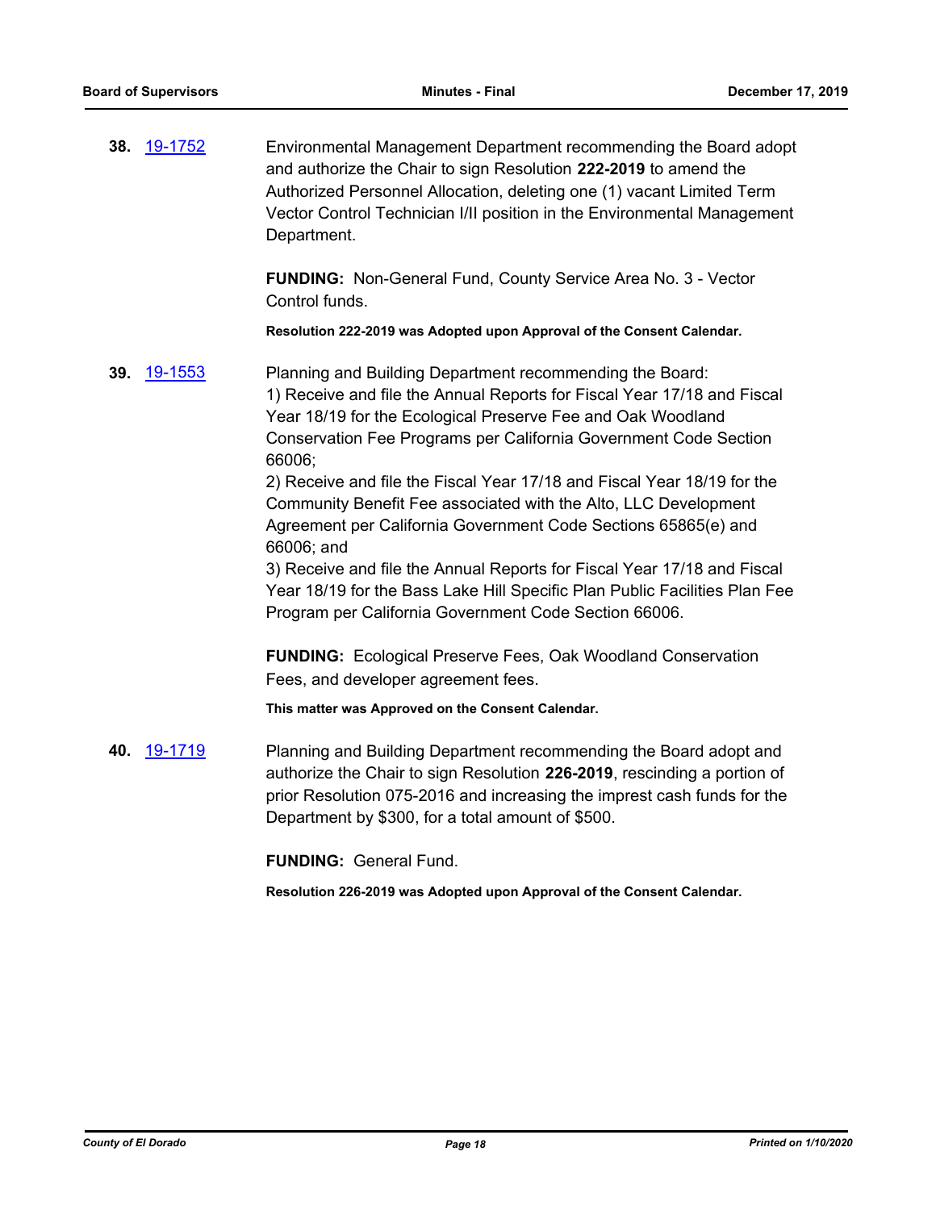**38.** 19-1752

Environmental Management Department recommending the Board adopt and authorize the Chair to sign Resolution **222-2019** to amend the Authorized Personnel Allocation, deleting one (1) vacant Limited Term Vector Control Technician I/II position in the Environmental Management Department.

**FUNDING:** Non-General Fund, County Service Area No. 3 - Vector Control funds.

**Resolution 222-2019 was Adopted upon Approval of the Consent Calendar.**

**39.** 19-1553

Planning and Building Department recommending the Board:
1) Receive and file the Annual Reports for Fiscal Year 17/18 and Fiscal Year 18/19 for the Ecological Preserve Fee and Oak Woodland Conservation Fee Programs per California Government Code Section 66006;
2) Receive and file the Fiscal Year 17/18 and Fiscal Year 18/19 for the Community Benefit Fee associated with the Alto, LLC Development Agreement per California Government Code Sections 65865(e) and 66006; and
3) Receive and file the Annual Reports for Fiscal Year 17/18 and Fiscal Year 18/19 for the Bass Lake Hill Specific Plan Public Facilities Plan Fee Program per California Government Code Section 66006.

**FUNDING:** Ecological Preserve Fees, Oak Woodland Conservation Fees, and developer agreement fees.

**This matter was Approved on the Consent Calendar.**

**40.** 19-1719

Planning and Building Department recommending the Board adopt and authorize the Chair to sign Resolution **226-2019**, rescinding a portion of prior Resolution 075-2016 and increasing the imprest cash funds for the Department by $300, for a total amount of $500.

**FUNDING:** General Fund.

**Resolution 226-2019 was Adopted upon Approval of the Consent Calendar.**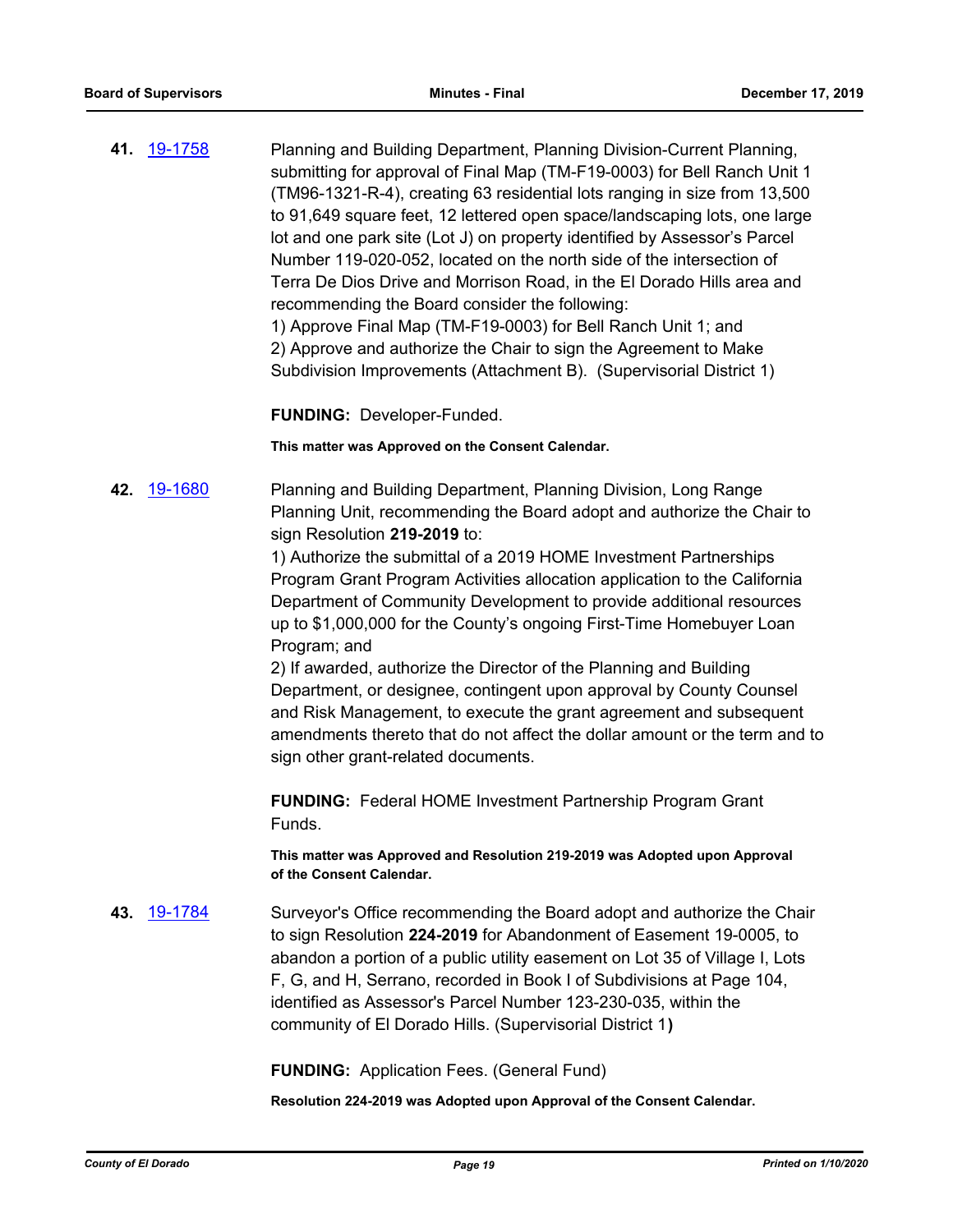**41.** [19-1758](19-1758)

Planning and Building Department, Planning Division-Current Planning, submitting for approval of Final Map (TM-F19-0003) for Bell Ranch Unit 1 (TM96-1321-R-4), creating 63 residential lots ranging in size from 13,500 to 91,649 square feet, 12 lettered open space/landscaping lots, one large lot and one park site (Lot J) on property identified by Assessor's Parcel Number 119-020-052, located on the north side of the intersection of Terra De Dios Drive and Morrison Road, in the El Dorado Hills area and recommending the Board consider the following:
1) Approve Final Map (TM-F19-0003) for Bell Ranch Unit 1; and
2) Approve and authorize the Chair to sign the Agreement to Make Subdivision Improvements (Attachment B). (Supervisorial District 1)

**FUNDING:** Developer-Funded.

**This matter was Approved on the Consent Calendar.**

**42.** [19-1680](19-1680)

Planning and Building Department, Planning Division, Long Range Planning Unit, recommending the Board adopt and authorize the Chair to sign Resolution **219-2019** to:
1) Authorize the submittal of a 2019 HOME Investment Partnerships Program Grant Program Activities allocation application to the California Department of Community Development to provide additional resources up to $1,000,000 for the County's ongoing First-Time Homebuyer Loan Program; and
2) If awarded, authorize the Director of the Planning and Building Department, or designee, contingent upon approval by County Counsel and Risk Management, to execute the grant agreement and subsequent amendments thereto that do not affect the dollar amount or the term and to sign other grant-related documents.

**FUNDING:** Federal HOME Investment Partnership Program Grant Funds.

**This matter was Approved and Resolution 219-2019 was Adopted upon Approval of the Consent Calendar.**

**43.** [19-1784](19-1784)

Surveyor's Office recommending the Board adopt and authorize the Chair to sign Resolution **224-2019** for Abandonment of Easement 19-0005, to abandon a portion of a public utility easement on Lot 35 of Village I, Lots F, G, and H, Serrano, recorded in Book I of Subdivisions at Page 104, identified as Assessor's Parcel Number 123-230-035, within the community of El Dorado Hills. (Supervisorial District 1**)**

**FUNDING:** Application Fees. (General Fund)

**Resolution 224-2019 was Adopted upon Approval of the Consent Calendar.**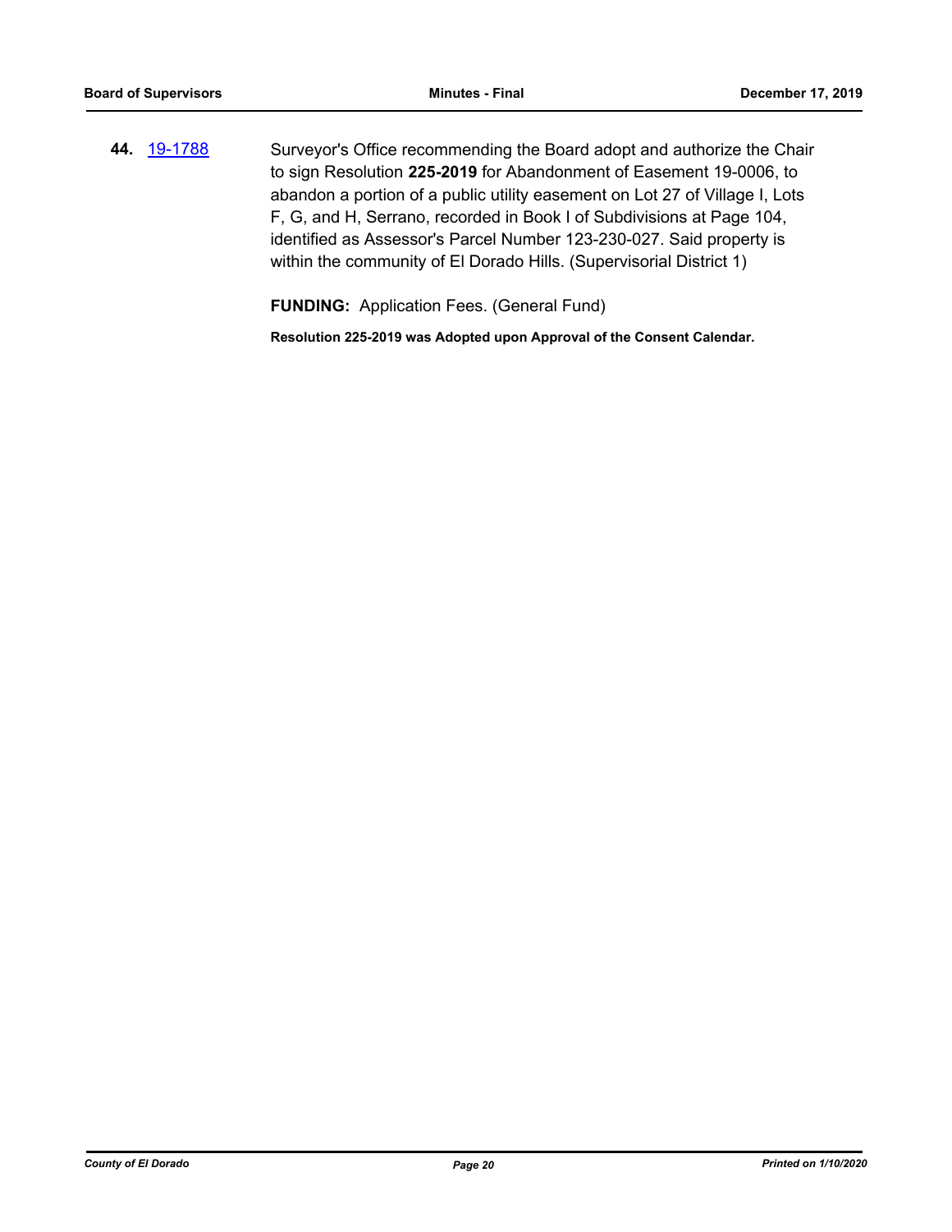**44.** [19-1788](19-1788) Surveyor's Office recommending the Board adopt and authorize the Chair to sign Resolution **225-2019** for Abandonment of Easement 19-0006, to abandon a portion of a public utility easement on Lot 27 of Village I, Lots F, G, and H, Serrano, recorded in Book I of Subdivisions at Page 104, identified as Assessor's Parcel Number 123-230-027. Said property is within the community of El Dorado Hills. (Supervisorial District 1)

**FUNDING:** Application Fees. (General Fund)

**Resolution 225-2019 was Adopted upon Approval of the Consent Calendar.**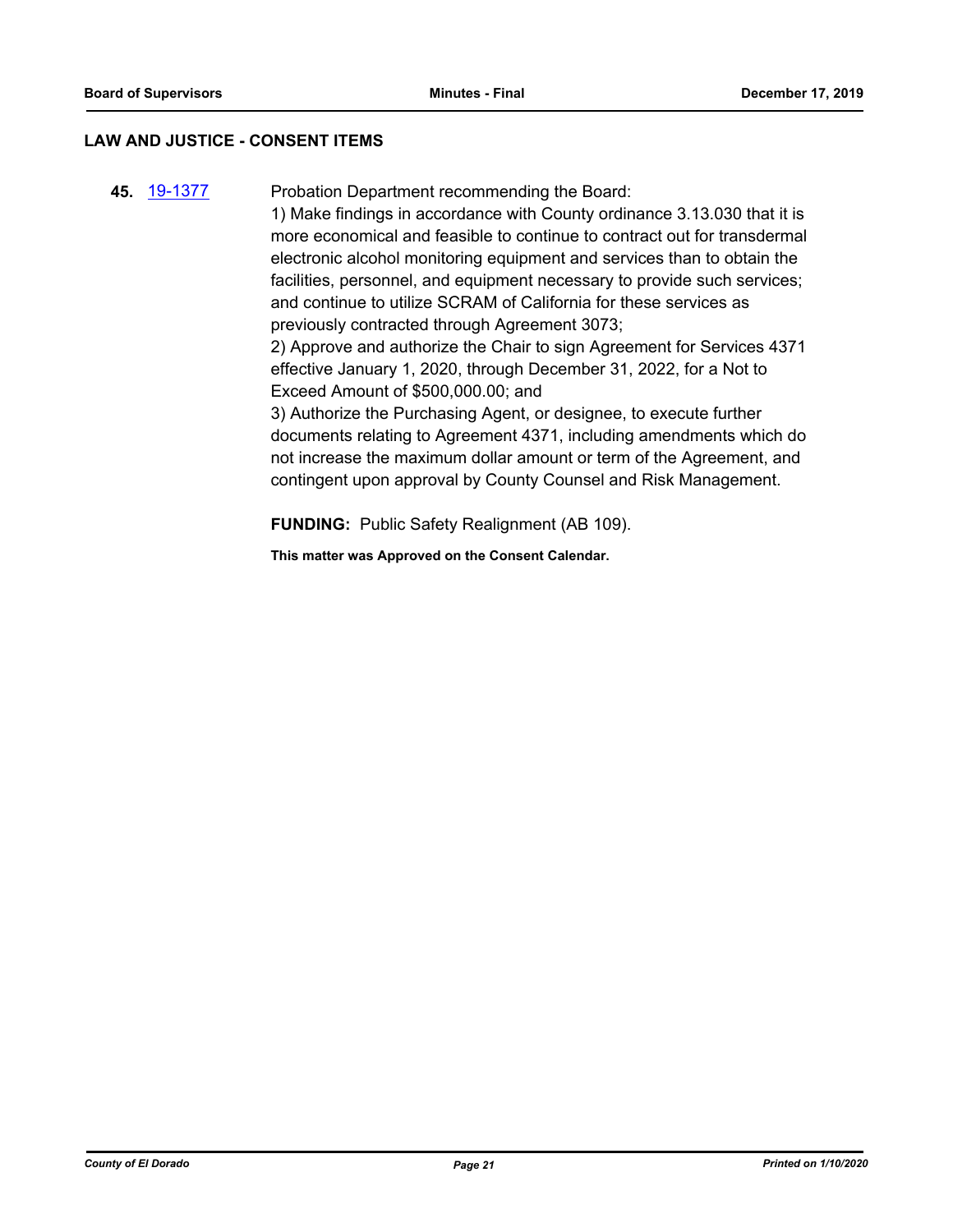## LAW AND JUSTICE - CONSENT ITEMS

**45.** 19-1377 Probation Department recommending the Board:

1) Make findings in accordance with County ordinance 3.13.030 that it is more economical and feasible to continue to contract out for transdermal electronic alcohol monitoring equipment and services than to obtain the facilities, personnel, and equipment necessary to provide such services; and continue to utilize SCRAM of California for these services as previously contracted through Agreement 3073;

2) Approve and authorize the Chair to sign Agreement for Services 4371 effective January 1, 2020, through December 31, 2022, for a Not to Exceed Amount of $500,000.00; and

3) Authorize the Purchasing Agent, or designee, to execute further documents relating to Agreement 4371, including amendments which do not increase the maximum dollar amount or term of the Agreement, and contingent upon approval by County Counsel and Risk Management.

**FUNDING:** Public Safety Realignment (AB 109).

**This matter was Approved on the Consent Calendar.**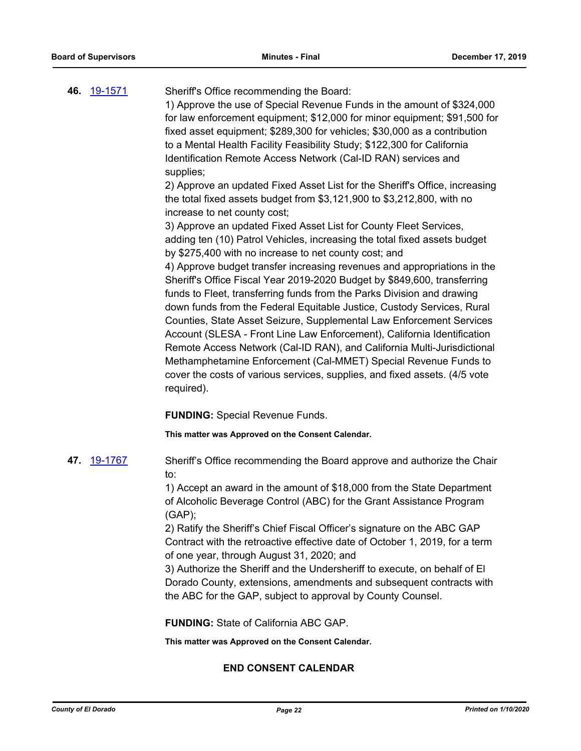**46.** [19-1571](19-1571)

Sheriff's Office recommending the Board:

1) Approve the use of Special Revenue Funds in the amount of $324,000 for law enforcement equipment; $12,000 for minor equipment; $91,500 for fixed asset equipment; $289,300 for vehicles; $30,000 as a contribution to a Mental Health Facility Feasibility Study; $122,300 for California Identification Remote Access Network (Cal-ID RAN) services and supplies;

2) Approve an updated Fixed Asset List for the Sheriff's Office, increasing the total fixed assets budget from $3,121,900 to $3,212,800, with no increase to net county cost;

3) Approve an updated Fixed Asset List for County Fleet Services, adding ten (10) Patrol Vehicles, increasing the total fixed assets budget by $275,400 with no increase to net county cost; and

4) Approve budget transfer increasing revenues and appropriations in the Sheriff's Office Fiscal Year 2019-2020 Budget by $849,600, transferring funds to Fleet, transferring funds from the Parks Division and drawing down funds from the Federal Equitable Justice, Custody Services, Rural Counties, State Asset Seizure, Supplemental Law Enforcement Services Account (SLESA - Front Line Law Enforcement), California Identification Remote Access Network (Cal-ID RAN), and California Multi-Jurisdictional Methamphetamine Enforcement (Cal-MMET) Special Revenue Funds to cover the costs of various services, supplies, and fixed assets. (4/5 vote required).

**FUNDING:** Special Revenue Funds.

**This matter was Approved on the Consent Calendar.**

**47.** [19-1767](19-1767)

Sheriff's Office recommending the Board approve and authorize the Chair to:

1) Accept an award in the amount of $18,000 from the State Department of Alcoholic Beverage Control (ABC) for the Grant Assistance Program (GAP);

2) Ratify the Sheriff's Chief Fiscal Officer's signature on the ABC GAP Contract with the retroactive effective date of October 1, 2019, for a term of one year, through August 31, 2020; and

3) Authorize the Sheriff and the Undersheriff to execute, on behalf of El Dorado County, extensions, amendments and subsequent contracts with the ABC for the GAP, subject to approval by County Counsel.

**FUNDING:** State of California ABC GAP.

**This matter was Approved on the Consent Calendar.**

## END CONSENT CALENDAR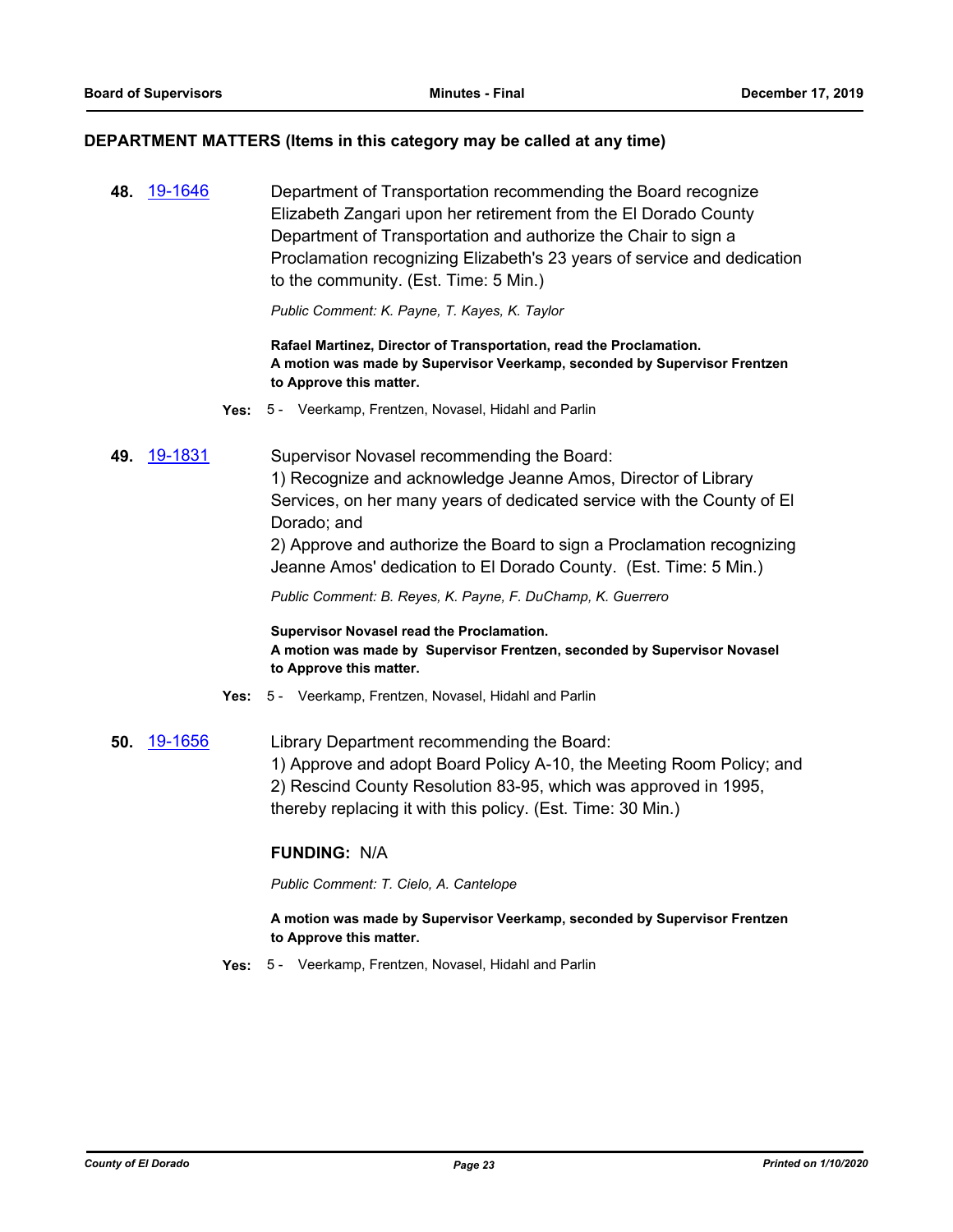## DEPARTMENT MATTERS (Items in this category may be called at any time)

**48.** 19-1646

Department of Transportation recommending the Board recognize Elizabeth Zangari upon her retirement from the El Dorado County Department of Transportation and authorize the Chair to sign a Proclamation recognizing Elizabeth's 23 years of service and dedication to the community. (Est. Time: 5 Min.)

*Public Comment: K. Payne, T. Kayes, K. Taylor*

**Rafael Martinez, Director of Transportation, read the Proclamation.**
**A motion was made by Supervisor Veerkamp, seconded by Supervisor Frentzen to Approve this matter.**

**Yes:** 5 - Veerkamp, Frentzen, Novasel, Hidahl and Parlin

**49.** 19-1831

Supervisor Novasel recommending the Board:
1) Recognize and acknowledge Jeanne Amos, Director of Library Services, on her many years of dedicated service with the County of El Dorado; and
2) Approve and authorize the Board to sign a Proclamation recognizing Jeanne Amos' dedication to El Dorado County. (Est. Time: 5 Min.)

*Public Comment: B. Reyes, K. Payne, F. DuChamp, K. Guerrero*

**Supervisor Novasel read the Proclamation.**
**A motion was made by Supervisor Frentzen, seconded by Supervisor Novasel to Approve this matter.**

**Yes:** 5 - Veerkamp, Frentzen, Novasel, Hidahl and Parlin

**50.** 19-1656

Library Department recommending the Board:
1) Approve and adopt Board Policy A-10, the Meeting Room Policy; and
2) Rescind County Resolution 83-95, which was approved in 1995, thereby replacing it with this policy. (Est. Time: 30 Min.)

**FUNDING:** N/A

*Public Comment: T. Cielo, A. Cantelope*

**A motion was made by Supervisor Veerkamp, seconded by Supervisor Frentzen to Approve this matter.**

**Yes:** 5 - Veerkamp, Frentzen, Novasel, Hidahl and Parlin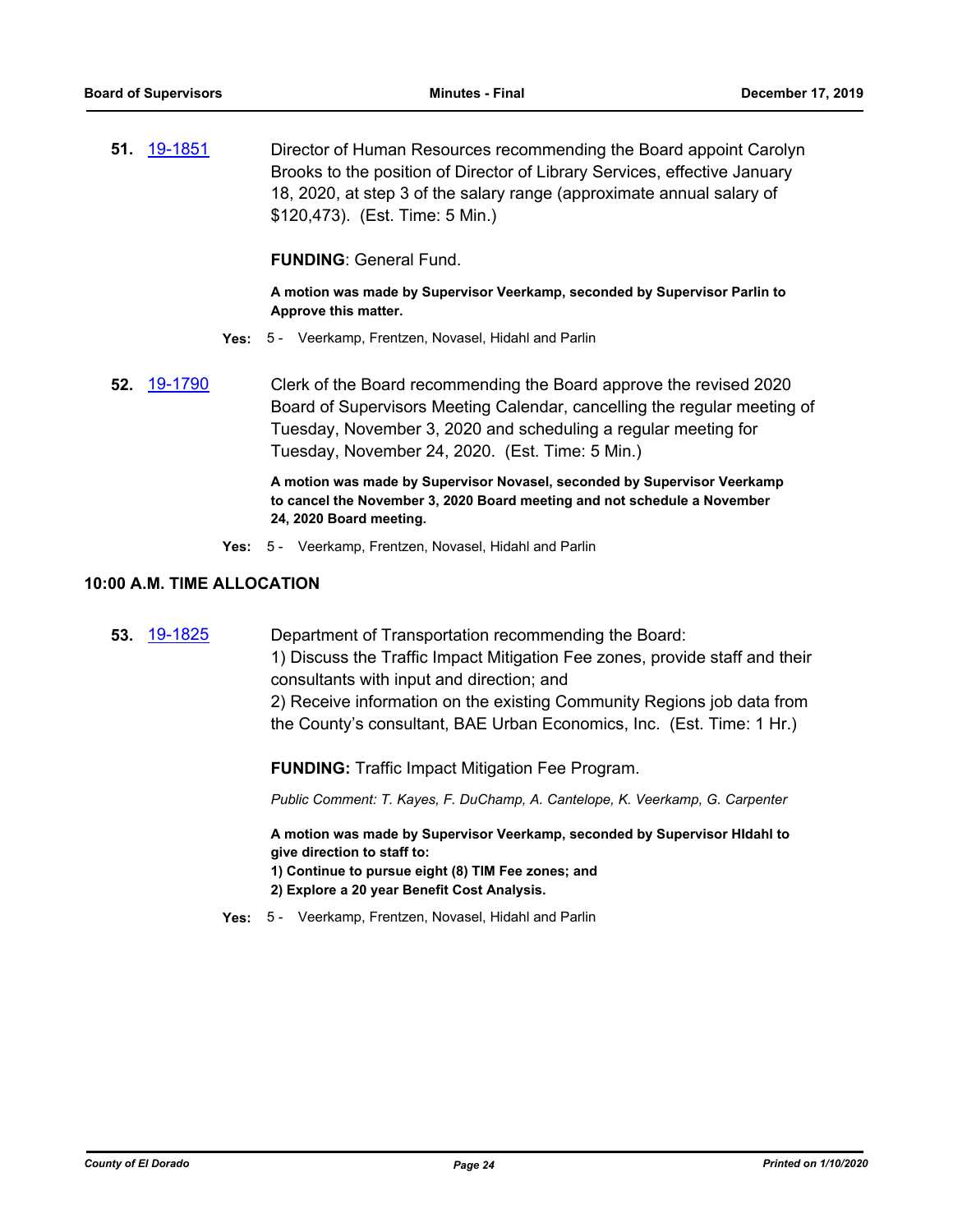**51.** [19-1851](19-1851) Director of Human Resources recommending the Board appoint Carolyn Brooks to the position of Director of Library Services, effective January 18, 2020, at step 3 of the salary range (approximate annual salary of $120,473). (Est. Time: 5 Min.)

**FUNDING**: General Fund.

**A motion was made by Supervisor Veerkamp, seconded by Supervisor Parlin to Approve this matter.**

**Yes:** 5 - Veerkamp, Frentzen, Novasel, Hidahl and Parlin

**52.** [19-1790](19-1790) Clerk of the Board recommending the Board approve the revised 2020 Board of Supervisors Meeting Calendar, cancelling the regular meeting of Tuesday, November 3, 2020 and scheduling a regular meeting for Tuesday, November 24, 2020. (Est. Time: 5 Min.)

**A motion was made by Supervisor Novasel, seconded by Supervisor Veerkamp to cancel the November 3, 2020 Board meeting and not schedule a November 24, 2020 Board meeting.**

**Yes:** 5 - Veerkamp, Frentzen, Novasel, Hidahl and Parlin

## 10:00 A.M. TIME ALLOCATION

**53.** [19-1825](19-1825) Department of Transportation recommending the Board:
1) Discuss the Traffic Impact Mitigation Fee zones, provide staff and their consultants with input and direction; and
2) Receive information on the existing Community Regions job data from the County's consultant, BAE Urban Economics, Inc. (Est. Time: 1 Hr.)

**FUNDING:** Traffic Impact Mitigation Fee Program.

*Public Comment: T. Kayes, F. DuChamp, A. Cantelope, K. Veerkamp, G. Carpenter*

**A motion was made by Supervisor Veerkamp, seconded by Supervisor HIdahl to give direction to staff to:**
**1) Continue to pursue eight (8) TIM Fee zones; and**
**2) Explore a 20 year Benefit Cost Analysis.**

**Yes:** 5 - Veerkamp, Frentzen, Novasel, Hidahl and Parlin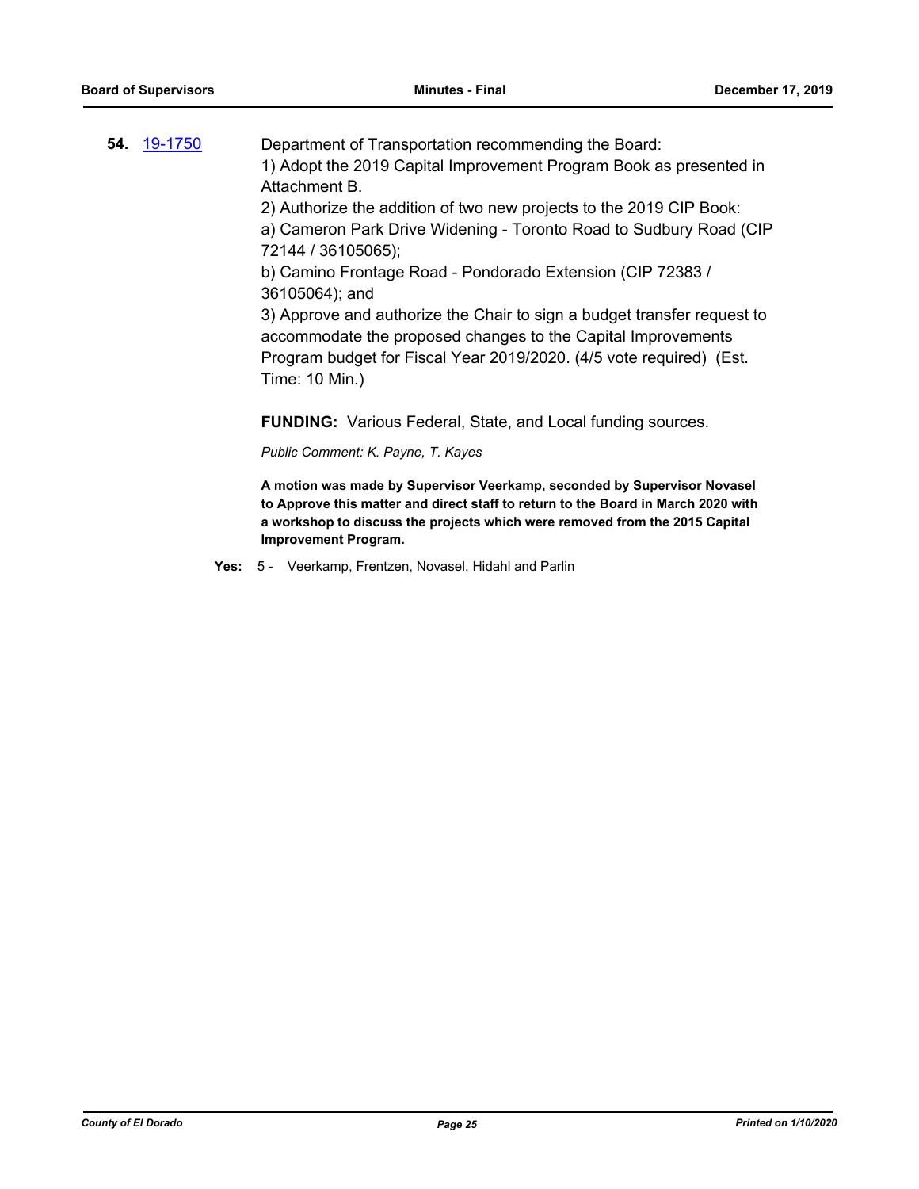**54.** [19-1750]

Department of Transportation recommending the Board:

1) Adopt the 2019 Capital Improvement Program Book as presented in Attachment B.

2) Authorize the addition of two new projects to the 2019 CIP Book:

a) Cameron Park Drive Widening - Toronto Road to Sudbury Road (CIP 72144 / 36105065);

b) Camino Frontage Road - Pondorado Extension (CIP 72383 / 36105064); and

3) Approve and authorize the Chair to sign a budget transfer request to accommodate the proposed changes to the Capital Improvements Program budget for Fiscal Year 2019/2020. (4/5 vote required) (Est. Time: 10 Min.)

**FUNDING:** Various Federal, State, and Local funding sources.

*Public Comment: K. Payne, T. Kayes*

**A motion was made by Supervisor Veerkamp, seconded by Supervisor Novasel to Approve this matter and direct staff to return to the Board in March 2020 with a workshop to discuss the projects which were removed from the 2015 Capital Improvement Program.**

**Yes:** 5 - Veerkamp, Frentzen, Novasel, Hidahl and Parlin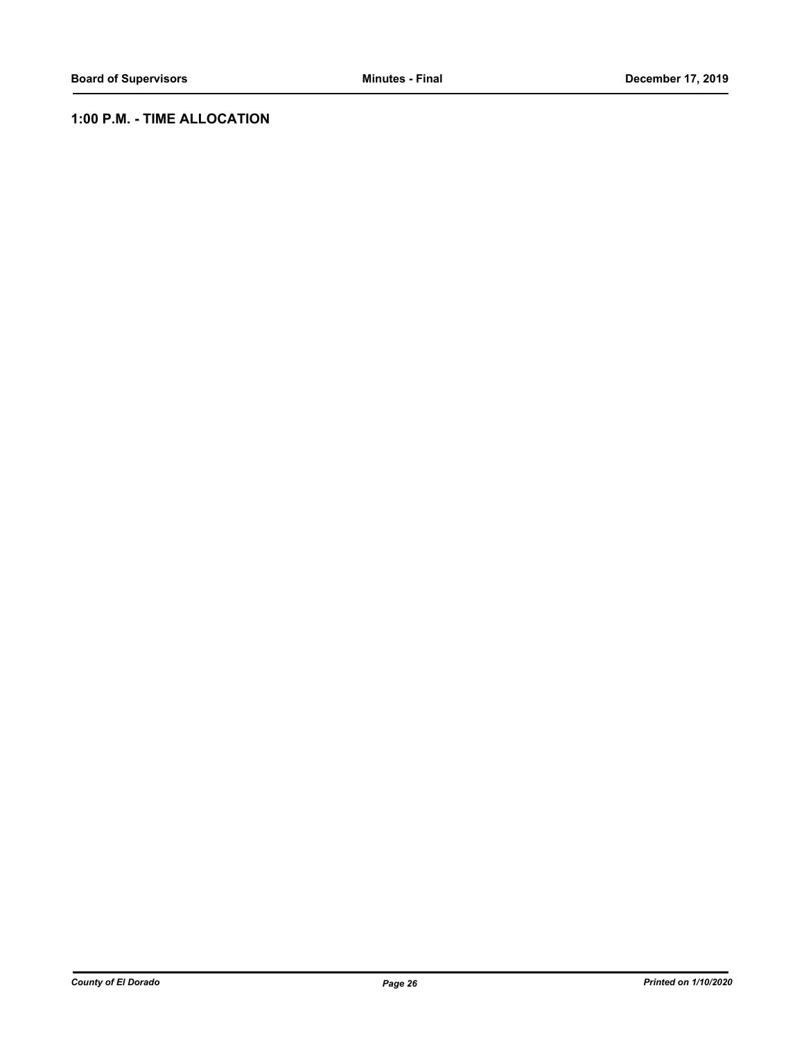## 1:00 P.M. - TIME ALLOCATION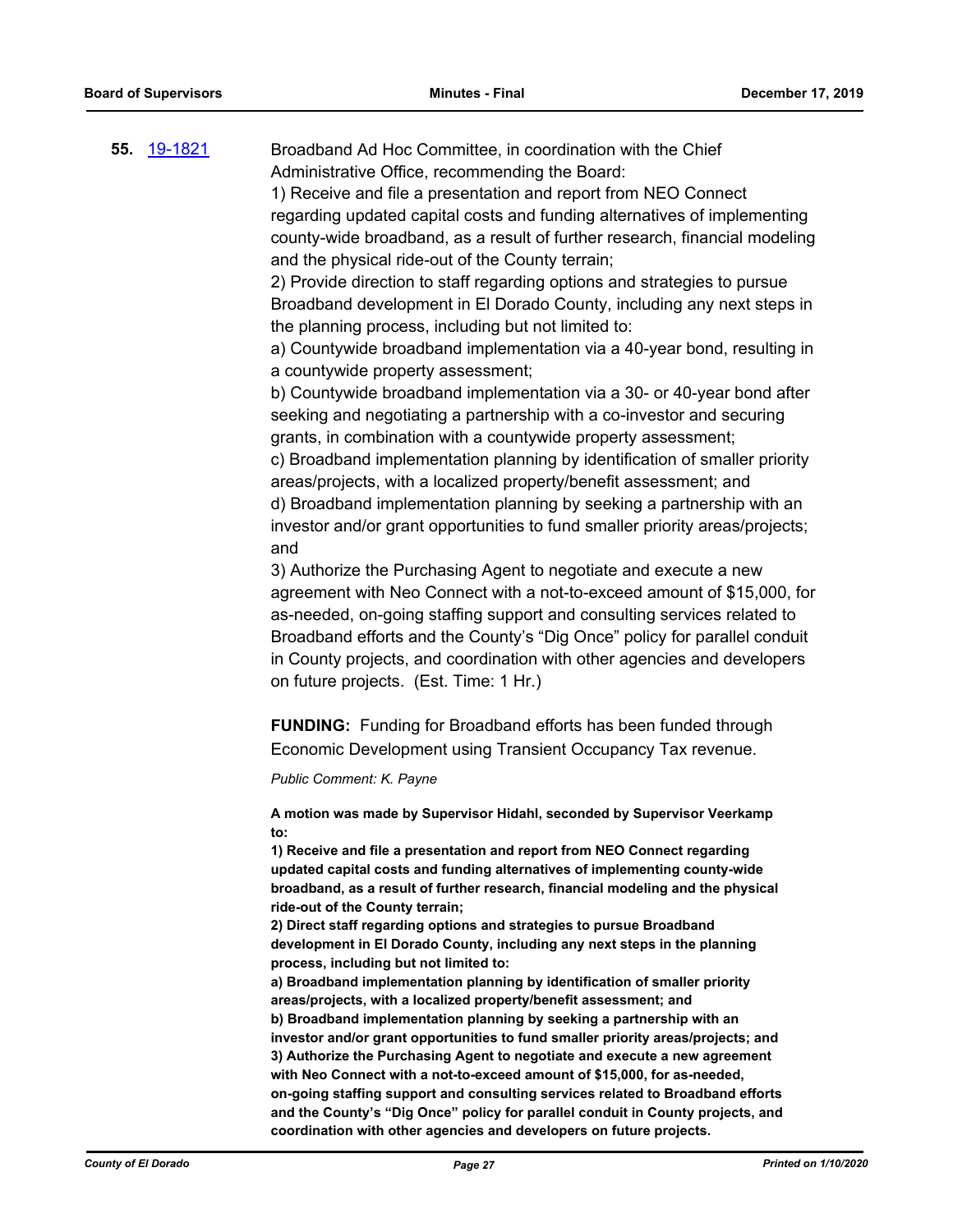**55.** [19-1821](19-1821)

Broadband Ad Hoc Committee, in coordination with the Chief Administrative Office, recommending the Board:

1) Receive and file a presentation and report from NEO Connect regarding updated capital costs and funding alternatives of implementing county-wide broadband, as a result of further research, financial modeling and the physical ride-out of the County terrain;

2) Provide direction to staff regarding options and strategies to pursue Broadband development in El Dorado County, including any next steps in the planning process, including but not limited to:

a) Countywide broadband implementation via a 40-year bond, resulting in a countywide property assessment;

b) Countywide broadband implementation via a 30- or 40-year bond after seeking and negotiating a partnership with a co-investor and securing grants, in combination with a countywide property assessment;

c) Broadband implementation planning by identification of smaller priority areas/projects, with a localized property/benefit assessment; and

d) Broadband implementation planning by seeking a partnership with an investor and/or grant opportunities to fund smaller priority areas/projects; and

3) Authorize the Purchasing Agent to negotiate and execute a new agreement with Neo Connect with a not-to-exceed amount of $15,000, for as-needed, on-going staffing support and consulting services related to Broadband efforts and the County's "Dig Once" policy for parallel conduit in County projects, and coordination with other agencies and developers on future projects. (Est. Time: 1 Hr.)

**FUNDING:** Funding for Broadband efforts has been funded through Economic Development using Transient Occupancy Tax revenue.

*Public Comment: K. Payne*

**A motion was made by Supervisor Hidahl, seconded by Supervisor Veerkamp to:**

**1) Receive and file a presentation and report from NEO Connect regarding updated capital costs and funding alternatives of implementing county-wide broadband, as a result of further research, financial modeling and the physical ride-out of the County terrain;**

**2) Direct staff regarding options and strategies to pursue Broadband development in El Dorado County, including any next steps in the planning process, including but not limited to:**

**a) Broadband implementation planning by identification of smaller priority areas/projects, with a localized property/benefit assessment; and**

**b) Broadband implementation planning by seeking a partnership with an investor and/or grant opportunities to fund smaller priority areas/projects; and**

**3) Authorize the Purchasing Agent to negotiate and execute a new agreement with Neo Connect with a not-to-exceed amount of $15,000, for as-needed, on-going staffing support and consulting services related to Broadband efforts and the County's "Dig Once" policy for parallel conduit in County projects, and coordination with other agencies and developers on future projects.**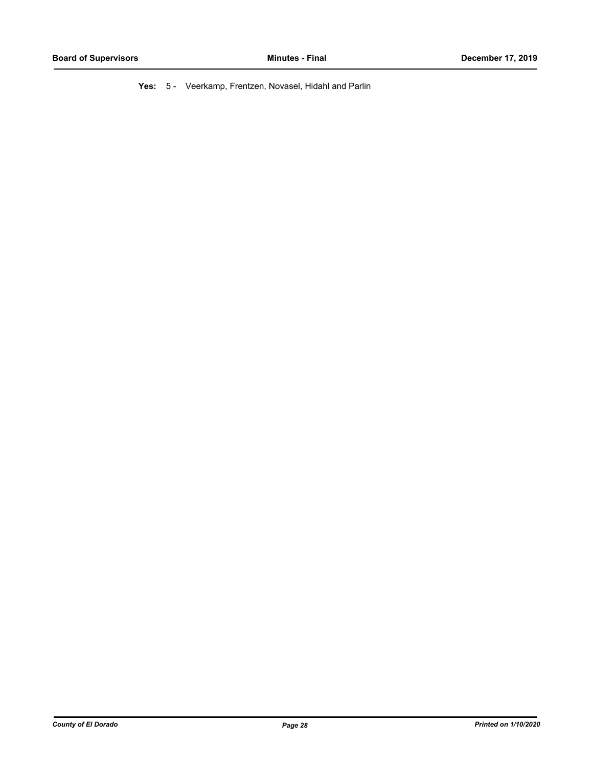**Yes:** 5 - Veerkamp, Frentzen, Novasel, Hidahl and Parlin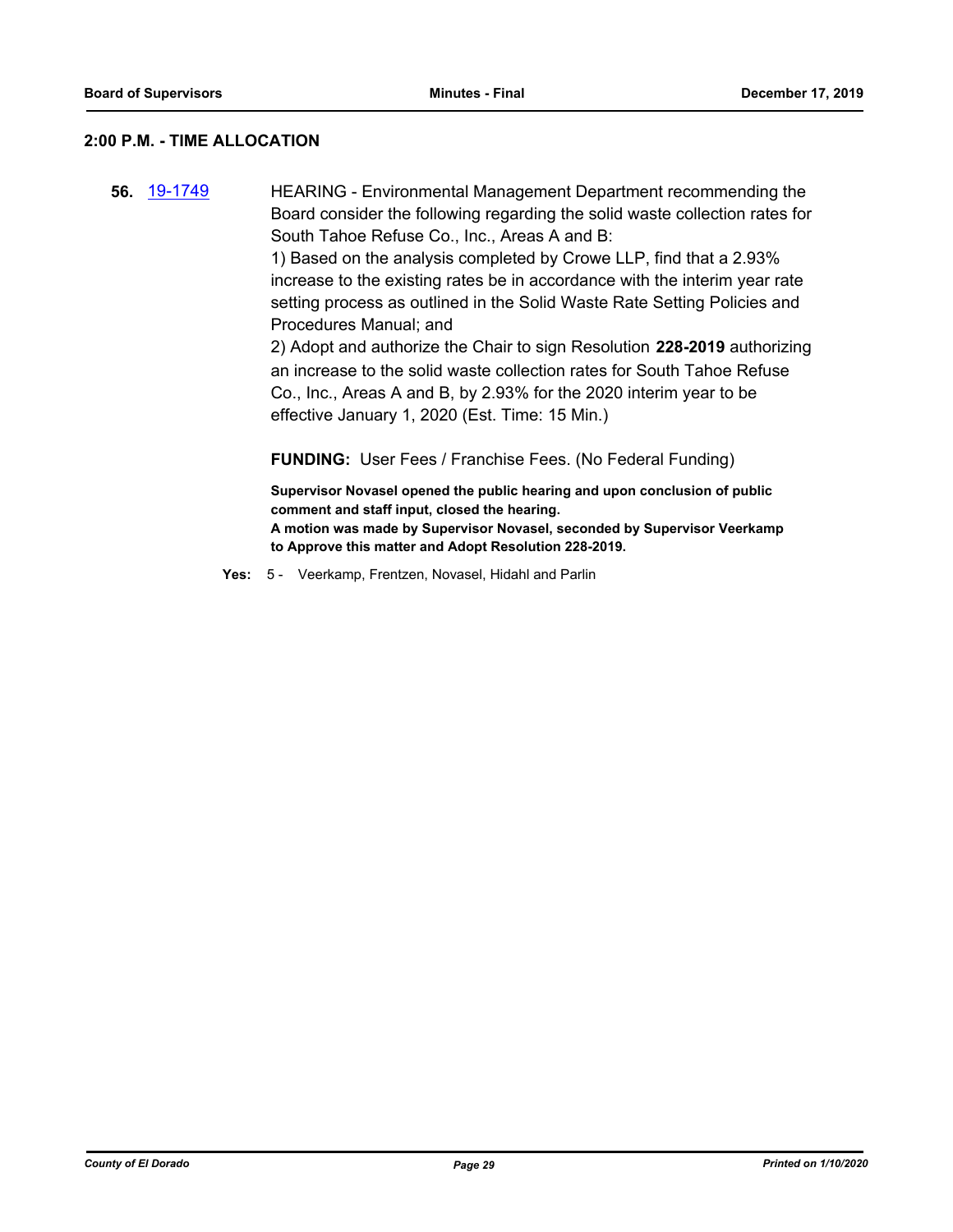## 2:00 P.M. - TIME ALLOCATION

**56.** 19-1749

HEARING - Environmental Management Department recommending the Board consider the following regarding the solid waste collection rates for South Tahoe Refuse Co., Inc., Areas A and B:

1) Based on the analysis completed by Crowe LLP, find that a 2.93% increase to the existing rates be in accordance with the interim year rate setting process as outlined in the Solid Waste Rate Setting Policies and Procedures Manual; and

2) Adopt and authorize the Chair to sign Resolution **228-2019** authorizing an increase to the solid waste collection rates for South Tahoe Refuse Co., Inc., Areas A and B, by 2.93% for the 2020 interim year to be effective January 1, 2020 (Est. Time: 15 Min.)

**FUNDING:** User Fees / Franchise Fees. (No Federal Funding)

**Supervisor Novasel opened the public hearing and upon conclusion of public comment and staff input, closed the hearing.**
**A motion was made by Supervisor Novasel, seconded by Supervisor Veerkamp to Approve this matter and Adopt Resolution 228-2019.**

**Yes:** 5 - Veerkamp, Frentzen, Novasel, Hidahl and Parlin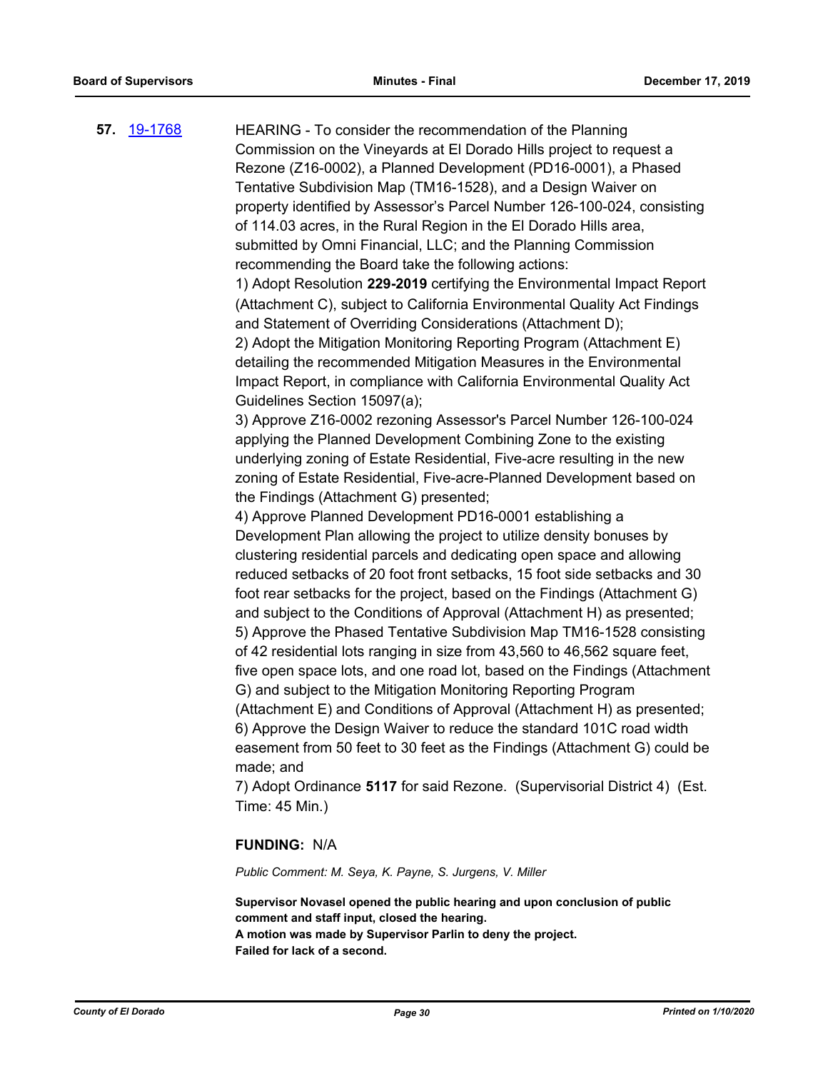**57.** [19-1768](19-1768)

HEARING - To consider the recommendation of the Planning Commission on the Vineyards at El Dorado Hills project to request a Rezone (Z16-0002), a Planned Development (PD16-0001), a Phased Tentative Subdivision Map (TM16-1528), and a Design Waiver on property identified by Assessor's Parcel Number 126-100-024, consisting of 114.03 acres, in the Rural Region in the El Dorado Hills area, submitted by Omni Financial, LLC; and the Planning Commission recommending the Board take the following actions:

1) Adopt Resolution **229-2019** certifying the Environmental Impact Report (Attachment C), subject to California Environmental Quality Act Findings and Statement of Overriding Considerations (Attachment D);

2) Adopt the Mitigation Monitoring Reporting Program (Attachment E) detailing the recommended Mitigation Measures in the Environmental Impact Report, in compliance with California Environmental Quality Act Guidelines Section 15097(a);

3) Approve Z16-0002 rezoning Assessor's Parcel Number 126-100-024 applying the Planned Development Combining Zone to the existing underlying zoning of Estate Residential, Five-acre resulting in the new zoning of Estate Residential, Five-acre-Planned Development based on the Findings (Attachment G) presented;

4) Approve Planned Development PD16-0001 establishing a Development Plan allowing the project to utilize density bonuses by clustering residential parcels and dedicating open space and allowing reduced setbacks of 20 foot front setbacks, 15 foot side setbacks and 30 foot rear setbacks for the project, based on the Findings (Attachment G) and subject to the Conditions of Approval (Attachment H) as presented;

5) Approve the Phased Tentative Subdivision Map TM16-1528 consisting of 42 residential lots ranging in size from 43,560 to 46,562 square feet, five open space lots, and one road lot, based on the Findings (Attachment G) and subject to the Mitigation Monitoring Reporting Program (Attachment E) and Conditions of Approval (Attachment H) as presented;

6) Approve the Design Waiver to reduce the standard 101C road width easement from 50 feet to 30 feet as the Findings (Attachment G) could be made; and

7) Adopt Ordinance **5117** for said Rezone. (Supervisorial District 4) (Est. Time: 45 Min.)

**FUNDING:** N/A

*Public Comment: M. Seya, K. Payne, S. Jurgens, V. Miller*

**Supervisor Novasel opened the public hearing and upon conclusion of public comment and staff input, closed the hearing.**
**A motion was made by Supervisor Parlin to deny the project.**
**Failed for lack of a second.**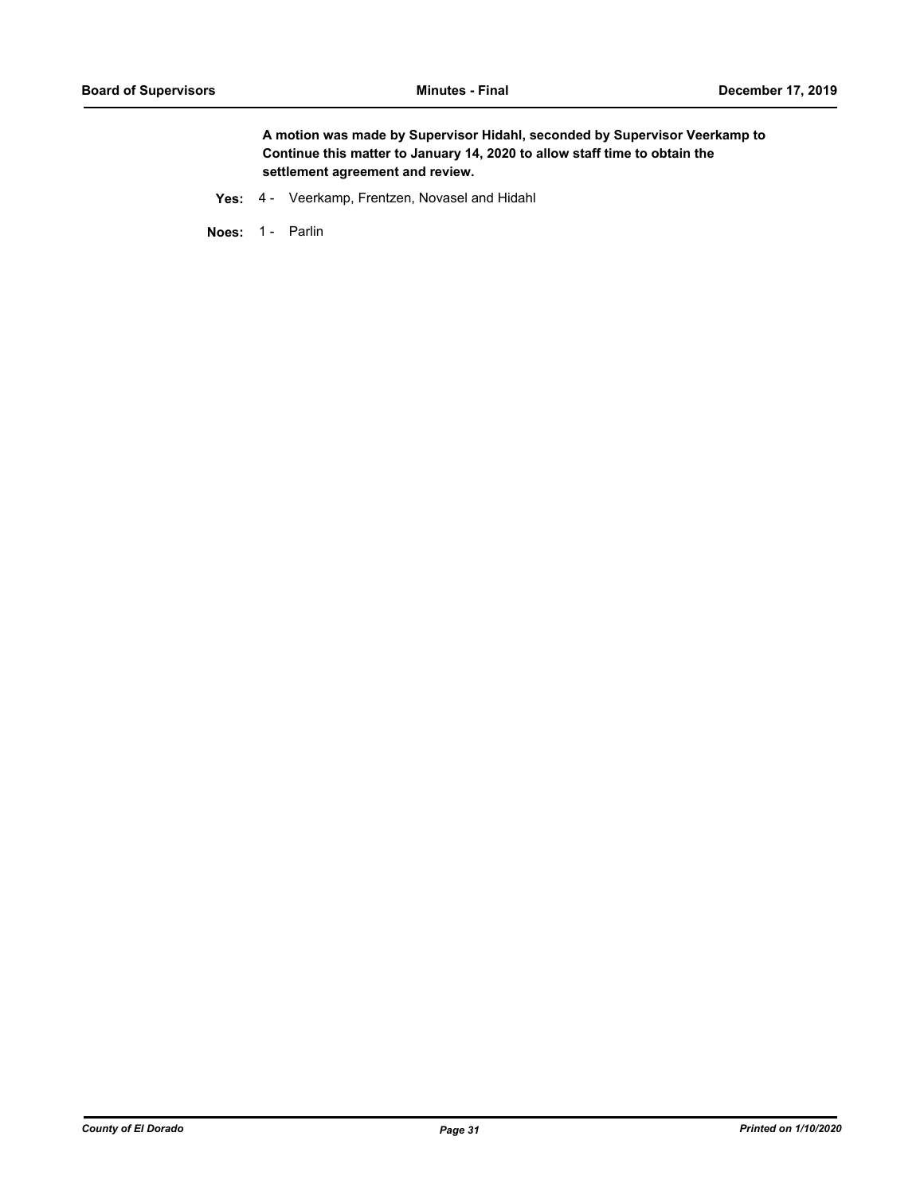**A motion was made by Supervisor Hidahl, seconded by Supervisor Veerkamp to Continue this matter to January 14, 2020 to allow staff time to obtain the settlement agreement and review.**

**Yes:** 4 - Veerkamp, Frentzen, Novasel and Hidahl

**Noes:** 1 - Parlin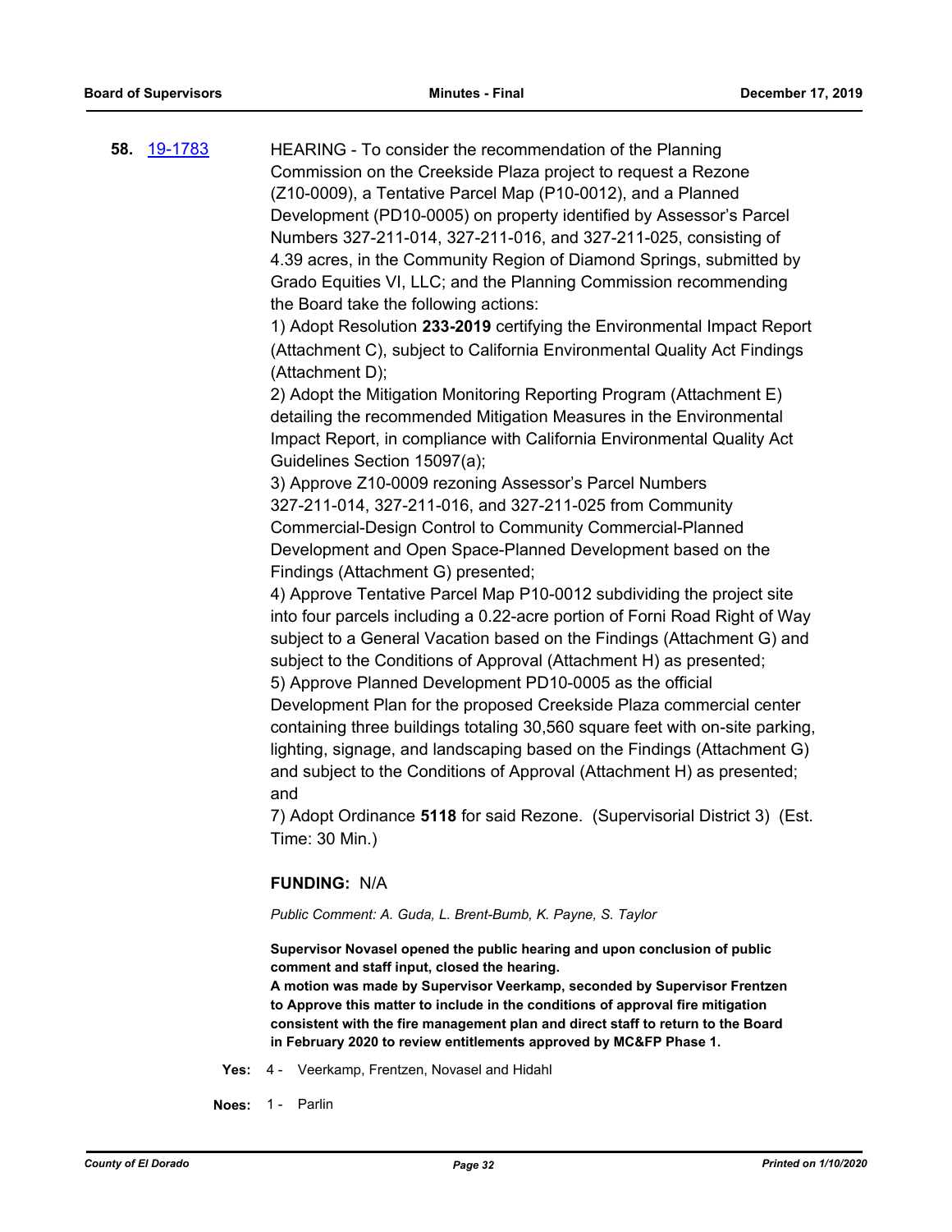**58.** 19-1783

HEARING - To consider the recommendation of the Planning Commission on the Creekside Plaza project to request a Rezone (Z10-0009), a Tentative Parcel Map (P10-0012), and a Planned Development (PD10-0005) on property identified by Assessor's Parcel Numbers 327-211-014, 327-211-016, and 327-211-025, consisting of 4.39 acres, in the Community Region of Diamond Springs, submitted by Grado Equities VI, LLC; and the Planning Commission recommending the Board take the following actions:

1) Adopt Resolution **233-2019** certifying the Environmental Impact Report (Attachment C), subject to California Environmental Quality Act Findings (Attachment D);

2) Adopt the Mitigation Monitoring Reporting Program (Attachment E) detailing the recommended Mitigation Measures in the Environmental Impact Report, in compliance with California Environmental Quality Act Guidelines Section 15097(a);

3) Approve Z10-0009 rezoning Assessor's Parcel Numbers 327-211-014, 327-211-016, and 327-211-025 from Community Commercial-Design Control to Community Commercial-Planned Development and Open Space-Planned Development based on the Findings (Attachment G) presented;

4) Approve Tentative Parcel Map P10-0012 subdividing the project site into four parcels including a 0.22-acre portion of Forni Road Right of Way subject to a General Vacation based on the Findings (Attachment G) and subject to the Conditions of Approval (Attachment H) as presented;

5) Approve Planned Development PD10-0005 as the official Development Plan for the proposed Creekside Plaza commercial center containing three buildings totaling 30,560 square feet with on-site parking, lighting, signage, and landscaping based on the Findings (Attachment G) and subject to the Conditions of Approval (Attachment H) as presented; and

7) Adopt Ordinance **5118** for said Rezone. (Supervisorial District 3) (Est. Time: 30 Min.)

**FUNDING:** N/A

*Public Comment: A. Guda, L. Brent-Bumb, K. Payne, S. Taylor*

**Supervisor Novasel opened the public hearing and upon conclusion of public comment and staff input, closed the hearing.**

**A motion was made by Supervisor Veerkamp, seconded by Supervisor Frentzen to Approve this matter to include in the conditions of approval fire mitigation consistent with the fire management plan and direct staff to return to the Board in February 2020 to review entitlements approved by MC&FP Phase 1.**

**Yes:** 4 - Veerkamp, Frentzen, Novasel and Hidahl

**Noes:** 1 - Parlin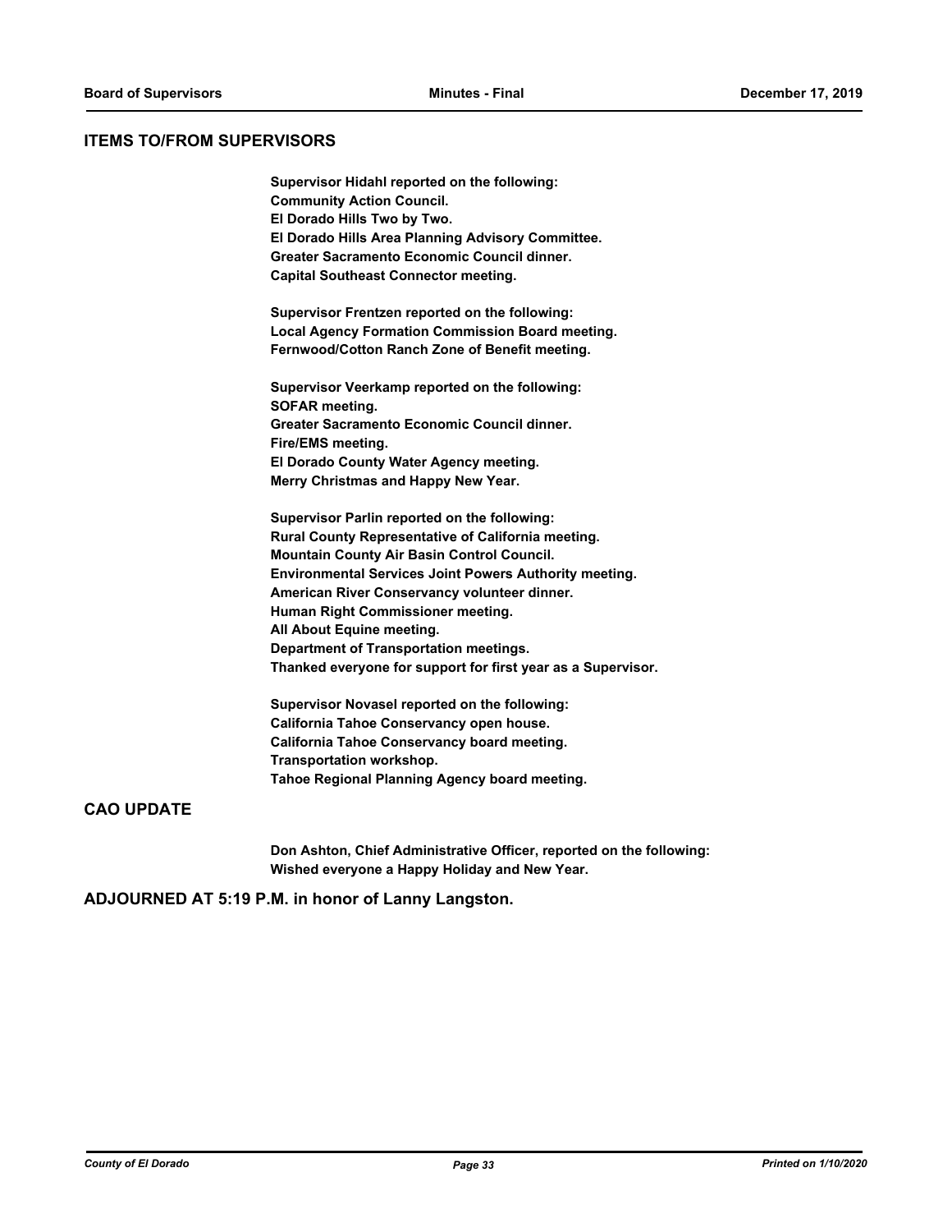## ITEMS TO/FROM SUPERVISORS

**Supervisor Hidahl reported on the following:**
**Community Action Council.**
**El Dorado Hills Two by Two.**
**El Dorado Hills Area Planning Advisory Committee.**
**Greater Sacramento Economic Council dinner.**
**Capital Southeast Connector meeting.**

**Supervisor Frentzen reported on the following:**
**Local Agency Formation Commission Board meeting.**
**Fernwood/Cotton Ranch Zone of Benefit meeting.**

**Supervisor Veerkamp reported on the following:**
**SOFAR meeting.**
**Greater Sacramento Economic Council dinner.**
**Fire/EMS meeting.**
**El Dorado County Water Agency meeting.**
**Merry Christmas and Happy New Year.**

**Supervisor Parlin reported on the following:**
**Rural County Representative of California meeting.**
**Mountain County Air Basin Control Council.**
**Environmental Services Joint Powers Authority meeting.**
**American River Conservancy volunteer dinner.**
**Human Right Commissioner meeting.**
**All About Equine meeting.**
**Department of Transportation meetings.**
**Thanked everyone for support for first year as a Supervisor.**

**Supervisor Novasel reported on the following:**
**California Tahoe Conservancy open house.**
**California Tahoe Conservancy board meeting.**
**Transportation workshop.**
**Tahoe Regional Planning Agency board meeting.**

## CAO UPDATE

**Don Ashton, Chief Administrative Officer, reported on the following:**
**Wished everyone a Happy Holiday and New Year.**

## ADJOURNED AT 5:19 P.M. in honor of Lanny Langston.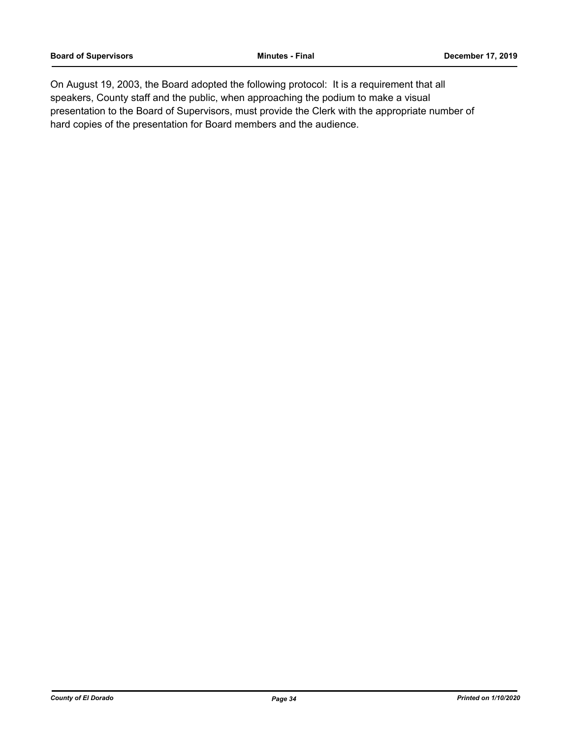On August 19, 2003, the Board adopted the following protocol: It is a requirement that all speakers, County staff and the public, when approaching the podium to make a visual presentation to the Board of Supervisors, must provide the Clerk with the appropriate number of hard copies of the presentation for Board members and the audience.